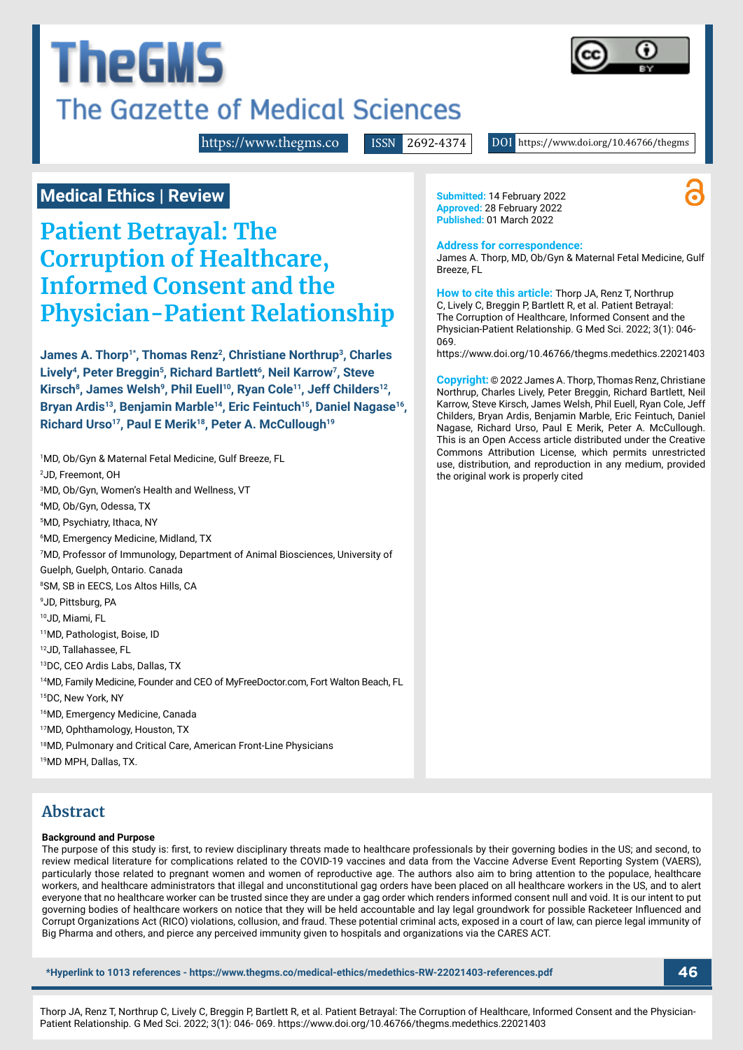# TheGMS

## The Gazette of Medical Sciences

https://www.thegms.co ISSN 2692-4374 DOI https://www.doi.org/10.46766/thegms

**Medical Ethics | Review**

# Patient Betrayal: The Corruption of Healthcare, Informed Consent and the Physician-Patient Relationship

**James A. Thorp[1*], Thomas Renz[2], Christiane Northrup[3], Charles Lively[4], Peter Breggin[5], Richard Bartlett[6], Neil Karrow[7], Steve Kirsch[8], James Welsh[9], Phil Euell[10], Ryan Cole[11], Jeff Childers[12], Bryan Ardis[13], Benjamin Marble[14], Eric Feintuch[15], Daniel Nagase[16], Richard Urso[17], Paul E Merik[18], Peter A. McCullough[19]**

[1]MD, Ob/Gyn & Maternal Fetal Medicine, Gulf Breeze, FL
[2]JD, Freemont, OH
[3]MD, Ob/Gyn, Women's Health and Wellness, VT
[4]MD, Ob/Gyn, Odessa, TX
[5]MD, Psychiatry, Ithaca, NY
[6]MD, Emergency Medicine, Midland, TX
[7]MD, Professor of Immunology, Department of Animal Biosciences, University of Guelph, Guelph, Ontario. Canada
[8]SM, SB in EECS, Los Altos Hills, CA
[9]JD, Pittsburg, PA
[10]JD, Miami, FL
[11]MD, Pathologist, Boise, ID
[12]JD, Tallahassee, FL
[13]DC, CEO Ardis Labs, Dallas, TX
[14]MD, Family Medicine, Founder and CEO of MyFreeDoctor.com, Fort Walton Beach, FL
[15]DC, New York, NY
[16]MD, Emergency Medicine, Canada
[17]MD, Ophthamology, Houston, TX
[18]MD, Pulmonary and Critical Care, American Front-Line Physicians
[19]MD MPH, Dallas, TX.

**Submitted:** 14 February 2022
**Approved:** 28 February 2022
**Published:** 01 March 2022

**Address for correspondence:**
James A. Thorp, MD, Ob/Gyn & Maternal Fetal Medicine, Gulf Breeze, FL

**How to cite this article:** Thorp JA, Renz T, Northrup C, Lively C, Breggin P, Bartlett R, et al. Patient Betrayal: The Corruption of Healthcare, Informed Consent and the Physician-Patient Relationship. G Med Sci. 2022; 3(1): 046-069.
https://www.doi.org/10.46766/thegms.medethics.22021403

**Copyright:** © 2022 James A. Thorp, Thomas Renz, Christiane Northrup, Charles Lively, Peter Breggin, Richard Bartlett, Neil Karrow, Steve Kirsch, James Welsh, Phil Euell, Ryan Cole, Jeff Childers, Bryan Ardis, Benjamin Marble, Eric Feintuch, Daniel Nagase, Richard Urso, Paul E Merik, Peter A. McCullough. This is an Open Access article distributed under the Creative Commons Attribution License, which permits unrestricted use, distribution, and reproduction in any medium, provided the original work is properly cited

## Abstract

**Background and Purpose**

The purpose of this study is: first, to review disciplinary threats made to healthcare professionals by their governing bodies in the US; and second, to review medical literature for complications related to the COVID-19 vaccines and data from the Vaccine Adverse Event Reporting System (VAERS), particularly those related to pregnant women and women of reproductive age. The authors also aim to bring attention to the populace, healthcare workers, and healthcare administrators that illegal and unconstitutional gag orders have been placed on all healthcare workers in the US, and to alert everyone that no healthcare worker can be trusted since they are under a gag order which renders informed consent null and void. It is our intent to put governing bodies of healthcare workers on notice that they will be held accountable and lay legal groundwork for possible Racketeer Influenced and Corrupt Organizations Act (RICO) violations, collusion, and fraud. These potential criminal acts, exposed in a court of law, can pierce legal immunity of Big Pharma and others, and pierce any perceived immunity given to hospitals and organizations via the CARES ACT.

**\*Hyperlink to 1013 references - https://www.thegms.co/medical-ethics/medethics-RW-22021403-references.pdf**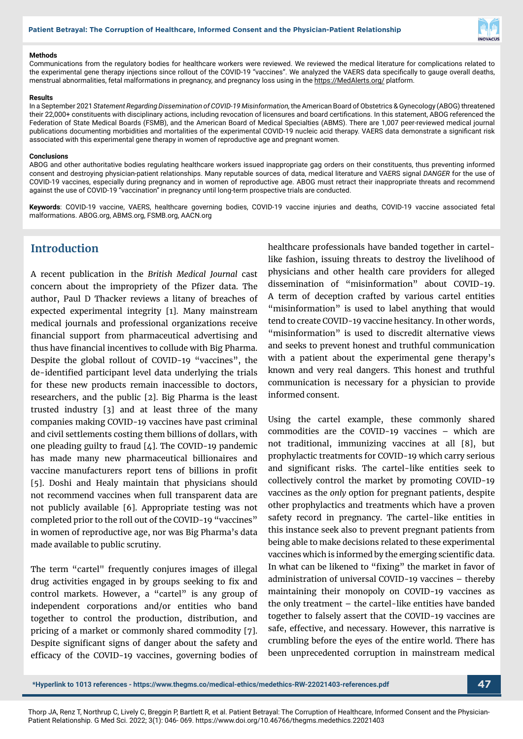**Methods**

Communications from the regulatory bodies for healthcare workers were reviewed. We reviewed the medical literature for complications related to the experimental gene therapy injections since rollout of the COVID-19 "vaccines". We analyzed the VAERS data specifically to gauge overall deaths, menstrual abnormalities, fetal malformations in pregnancy, and pregnancy loss using in the https://MedAlerts.org/ platform.

**Results**

In a September 2021 *Statement Regarding Dissemination of COVID-19 Misinformation*, the American Board of Obstetrics & Gynecology (ABOG) threatened their 22,000+ constituents with disciplinary actions, including revocation of licensures and board certifications. In this statement, ABOG referenced the Federation of State Medical Boards (FSMB), and the American Board of Medical Specialties (ABMS). There are 1,007 peer-reviewed medical journal publications documenting morbidities and mortalities of the experimental COVID-19 nucleic acid therapy. VAERS data demonstrate a significant risk associated with this experimental gene therapy in women of reproductive age and pregnant women.

**Conclusions**

ABOG and other authoritative bodies regulating healthcare workers issued inappropriate gag orders on their constituents, thus preventing informed consent and destroying physician-patient relationships. Many reputable sources of data, medical literature and VAERS signal *DANGER* for the use of COVID-19 vaccines, especially during pregnancy and in women of reproductive age. ABOG must retract their inappropriate threats and recommend against the use of COVID-19 "vaccination" in pregnancy until long-term prospective trials are conducted.

**Keywords**: COVID-19 vaccine, VAERS, healthcare governing bodies, COVID-19 vaccine injuries and deaths, COVID-19 vaccine associated fetal malformations. ABOG.org, ABMS.org, FSMB.org, AACN.org

## Introduction

A recent publication in the *British Medical Journal* cast concern about the impropriety of the Pfizer data. The author, Paul D Thacker reviews a litany of breaches of expected experimental integrity [1]. Many mainstream medical journals and professional organizations receive financial support from pharmaceutical advertising and thus have financial incentives to collude with Big Pharma. Despite the global rollout of COVID-19 "vaccines", the de-identified participant level data underlying the trials for these new products remain inaccessible to doctors, researchers, and the public [2]. Big Pharma is the least trusted industry [3] and at least three of the many companies making COVID-19 vaccines have past criminal and civil settlements costing them billions of dollars, with one pleading guilty to fraud [4]. The COVID-19 pandemic has made many new pharmaceutical billionaires and vaccine manufacturers report tens of billions in profit [5]. Doshi and Healy maintain that physicians should not recommend vaccines when full transparent data are not publicly available [6]. Appropriate testing was not completed prior to the roll out of the COVID-19 "vaccines" in women of reproductive age, nor was Big Pharma's data made available to public scrutiny.

The term "cartel" frequently conjures images of illegal drug activities engaged in by groups seeking to fix and control markets. However, a "cartel" is any group of independent corporations and/or entities who band together to control the production, distribution, and pricing of a market or commonly shared commodity [7]. Despite significant signs of danger about the safety and efficacy of the COVID-19 vaccines, governing bodies of healthcare professionals have banded together in cartel-like fashion, issuing threats to destroy the livelihood of physicians and other health care providers for alleged dissemination of "misinformation" about COVID-19. A term of deception crafted by various cartel entities "misinformation" is used to label anything that would tend to create COVID-19 vaccine hesitancy. In other words, "misinformation" is used to discredit alternative views and seeks to prevent honest and truthful communication with a patient about the experimental gene therapy's known and very real dangers. This honest and truthful communication is necessary for a physician to provide informed consent.

Using the cartel example, these commonly shared commodities are the COVID-19 vaccines – which are not traditional, immunizing vaccines at all [8], but prophylactic treatments for COVID-19 which carry serious and significant risks. The cartel-like entities seek to collectively control the market by promoting COVID-19 vaccines as the *only* option for pregnant patients, despite other prophylactics and treatments which have a proven safety record in pregnancy. The cartel-like entities in this instance seek also to prevent pregnant patients from being able to make decisions related to these experimental vaccines which is informed by the emerging scientific data. In what can be likened to "fixing" the market in favor of administration of universal COVID-19 vaccines – thereby maintaining their monopoly on COVID-19 vaccines as the only treatment – the cartel-like entities have banded together to falsely assert that the COVID-19 vaccines are safe, effective, and necessary. However, this narrative is crumbling before the eyes of the entire world. There has been unprecedented corruption in mainstream medical

*Hyperlink to 1013 references - https://www.thegms.co/medical-ethics/medethics-RW-22021403-references.pdf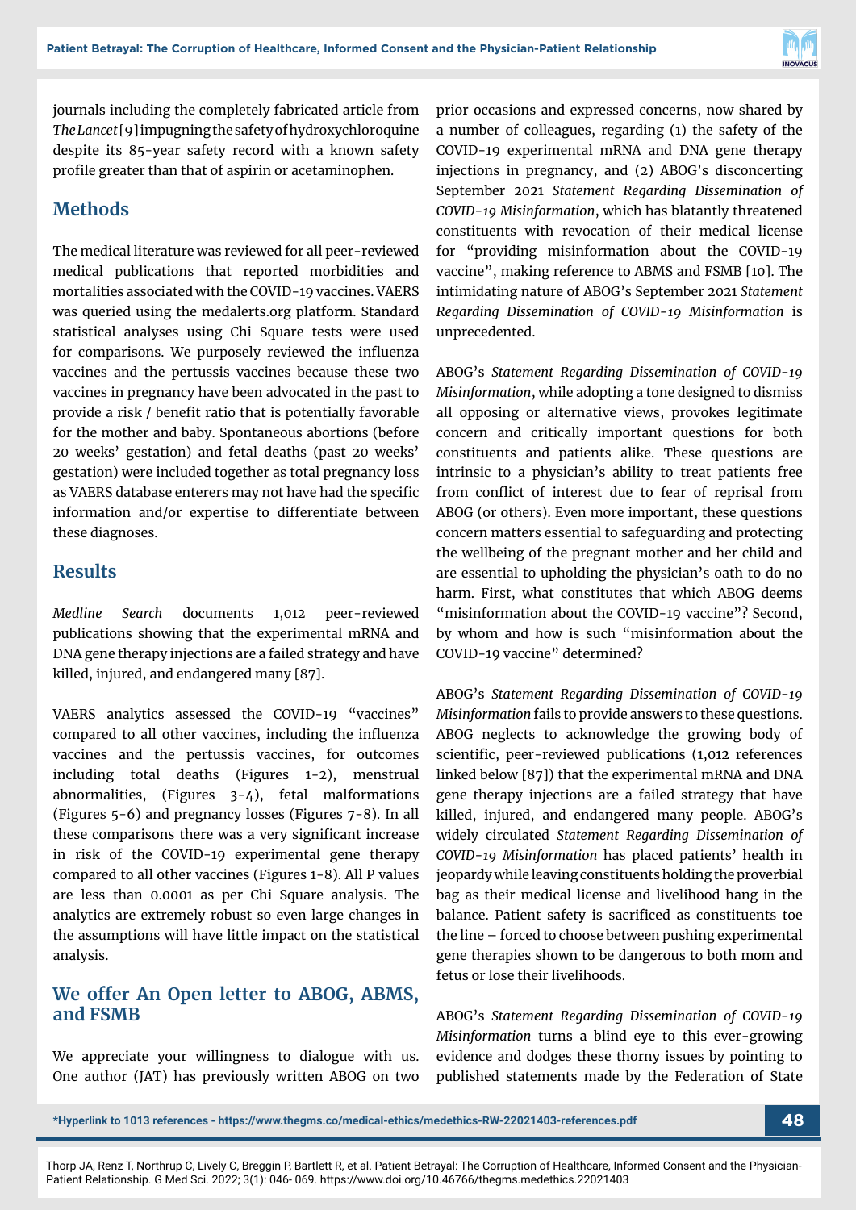journals including the completely fabricated article from *The Lancet* [9] impugning the safety of hydroxychloroquine despite its 85-year safety record with a known safety profile greater than that of aspirin or acetaminophen.

## Methods

The medical literature was reviewed for all peer-reviewed medical publications that reported morbidities and mortalities associated with the COVID-19 vaccines. VAERS was queried using the medalerts.org platform. Standard statistical analyses using Chi Square tests were used for comparisons. We purposely reviewed the influenza vaccines and the pertussis vaccines because these two vaccines in pregnancy have been advocated in the past to provide a risk / benefit ratio that is potentially favorable for the mother and baby. Spontaneous abortions (before 20 weeks' gestation) and fetal deaths (past 20 weeks' gestation) were included together as total pregnancy loss as VAERS database enterers may not have had the specific information and/or expertise to differentiate between these diagnoses.

## Results

*Medline Search* documents 1,012 peer-reviewed publications showing that the experimental mRNA and DNA gene therapy injections are a failed strategy and have killed, injured, and endangered many [87].

VAERS analytics assessed the COVID-19 "vaccines" compared to all other vaccines, including the influenza vaccines and the pertussis vaccines, for outcomes including total deaths (Figures 1-2), menstrual abnormalities, (Figures 3-4), fetal malformations (Figures 5-6) and pregnancy losses (Figures 7-8). In all these comparisons there was a very significant increase in risk of the COVID-19 experimental gene therapy compared to all other vaccines (Figures 1-8). All P values are less than 0.0001 as per Chi Square analysis. The analytics are extremely robust so even large changes in the assumptions will have little impact on the statistical analysis.

## We offer An Open letter to ABOG, ABMS, and FSMB

We appreciate your willingness to dialogue with us. One author (JAT) has previously written ABOG on two prior occasions and expressed concerns, now shared by a number of colleagues, regarding (1) the safety of the COVID-19 experimental mRNA and DNA gene therapy injections in pregnancy, and (2) ABOG's disconcerting September 2021 *Statement Regarding Dissemination of COVID-19 Misinformation*, which has blatantly threatened constituents with revocation of their medical license for "providing misinformation about the COVID-19 vaccine", making reference to ABMS and FSMB [10]. The intimidating nature of ABOG's September 2021 *Statement Regarding Dissemination of COVID-19 Misinformation* is unprecedented.

ABOG's *Statement Regarding Dissemination of COVID-19 Misinformation*, while adopting a tone designed to dismiss all opposing or alternative views, provokes legitimate concern and critically important questions for both constituents and patients alike. These questions are intrinsic to a physician's ability to treat patients free from conflict of interest due to fear of reprisal from ABOG (or others). Even more important, these questions concern matters essential to safeguarding and protecting the wellbeing of the pregnant mother and her child and are essential to upholding the physician's oath to do no harm. First, what constitutes that which ABOG deems "misinformation about the COVID-19 vaccine"? Second, by whom and how is such "misinformation about the COVID-19 vaccine" determined?

ABOG's *Statement Regarding Dissemination of COVID-19 Misinformation* fails to provide answers to these questions. ABOG neglects to acknowledge the growing body of scientific, peer-reviewed publications (1,012 references linked below [87]) that the experimental mRNA and DNA gene therapy injections are a failed strategy that have killed, injured, and endangered many people. ABOG's widely circulated *Statement Regarding Dissemination of COVID-19 Misinformation* has placed patients' health in jeopardy while leaving constituents holding the proverbial bag as their medical license and livelihood hang in the balance. Patient safety is sacrificed as constituents toe the line – forced to choose between pushing experimental gene therapies shown to be dangerous to both mom and fetus or lose their livelihoods.

ABOG's *Statement Regarding Dissemination of COVID-19 Misinformation* turns a blind eye to this ever-growing evidence and dodges these thorny issues by pointing to published statements made by the Federation of State

**\*Hyperlink to 1013 references - https://www.thegms.co/medical-ethics/medethics-RW-22021403-references.pdf**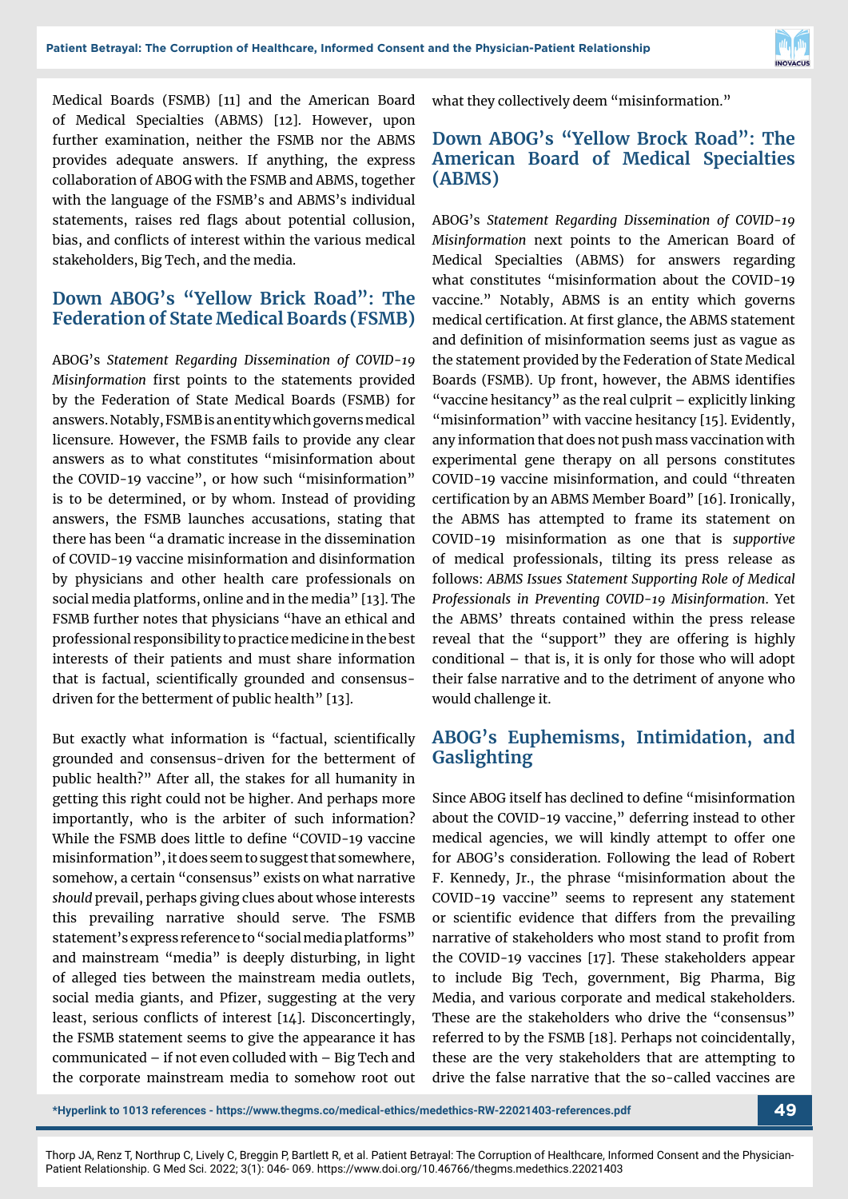Medical Boards (FSMB) [11] and the American Board of Medical Specialties (ABMS) [12]. However, upon further examination, neither the FSMB nor the ABMS provides adequate answers. If anything, the express collaboration of ABOG with the FSMB and ABMS, together with the language of the FSMB's and ABMS's individual statements, raises red flags about potential collusion, bias, and conflicts of interest within the various medical stakeholders, Big Tech, and the media.

## Down ABOG's "Yellow Brick Road": The Federation of State Medical Boards (FSMB)

ABOG's *Statement Regarding Dissemination of COVID-19 Misinformation* first points to the statements provided by the Federation of State Medical Boards (FSMB) for answers. Notably, FSMB is an entity which governs medical licensure. However, the FSMB fails to provide any clear answers as to what constitutes "misinformation about the COVID-19 vaccine", or how such "misinformation" is to be determined, or by whom. Instead of providing answers, the FSMB launches accusations, stating that there has been "a dramatic increase in the dissemination of COVID-19 vaccine misinformation and disinformation by physicians and other health care professionals on social media platforms, online and in the media" [13]. The FSMB further notes that physicians "have an ethical and professional responsibility to practice medicine in the best interests of their patients and must share information that is factual, scientifically grounded and consensus-driven for the betterment of public health" [13].

But exactly what information is "factual, scientifically grounded and consensus-driven for the betterment of public health?" After all, the stakes for all humanity in getting this right could not be higher. And perhaps more importantly, who is the arbiter of such information? While the FSMB does little to define "COVID-19 vaccine misinformation", it does seem to suggest that somewhere, somehow, a certain "consensus" exists on what narrative *should* prevail, perhaps giving clues about whose interests this prevailing narrative should serve. The FSMB statement's express reference to "social media platforms" and mainstream "media" is deeply disturbing, in light of alleged ties between the mainstream media outlets, social media giants, and Pfizer, suggesting at the very least, serious conflicts of interest [14]. Disconcertingly, the FSMB statement seems to give the appearance it has communicated – if not even colluded with – Big Tech and the corporate mainstream media to somehow root out what they collectively deem "misinformation."

## Down ABOG's "Yellow Brock Road": The American Board of Medical Specialties (ABMS)

ABOG's *Statement Regarding Dissemination of COVID-19 Misinformation* next points to the American Board of Medical Specialties (ABMS) for answers regarding what constitutes "misinformation about the COVID-19 vaccine." Notably, ABMS is an entity which governs medical certification. At first glance, the ABMS statement and definition of misinformation seems just as vague as the statement provided by the Federation of State Medical Boards (FSMB). Up front, however, the ABMS identifies "vaccine hesitancy" as the real culprit – explicitly linking "misinformation" with vaccine hesitancy [15]. Evidently, any information that does not push mass vaccination with experimental gene therapy on all persons constitutes COVID-19 vaccine misinformation, and could "threaten certification by an ABMS Member Board" [16]. Ironically, the ABMS has attempted to frame its statement on COVID-19 misinformation as one that is *supportive* of medical professionals, tilting its press release as follows: *ABMS Issues Statement Supporting Role of Medical Professionals in Preventing COVID-19 Misinformation*. Yet the ABMS' threats contained within the press release reveal that the "support" they are offering is highly conditional – that is, it is only for those who will adopt their false narrative and to the detriment of anyone who would challenge it.

## ABOG's Euphemisms, Intimidation, and Gaslighting

Since ABOG itself has declined to define "misinformation about the COVID-19 vaccine," deferring instead to other medical agencies, we will kindly attempt to offer one for ABOG's consideration. Following the lead of Robert F. Kennedy, Jr., the phrase "misinformation about the COVID-19 vaccine" seems to represent any statement or scientific evidence that differs from the prevailing narrative of stakeholders who most stand to profit from the COVID-19 vaccines [17]. These stakeholders appear to include Big Tech, government, Big Pharma, Big Media, and various corporate and medical stakeholders. These are the stakeholders who drive the "consensus" referred to by the FSMB [18]. Perhaps not coincidentally, these are the very stakeholders that are attempting to drive the false narrative that the so-called vaccines are

*Hyperlink to 1013 references - https://www.thegms.co/medical-ethics/medethics-RW-22021403-references.pdf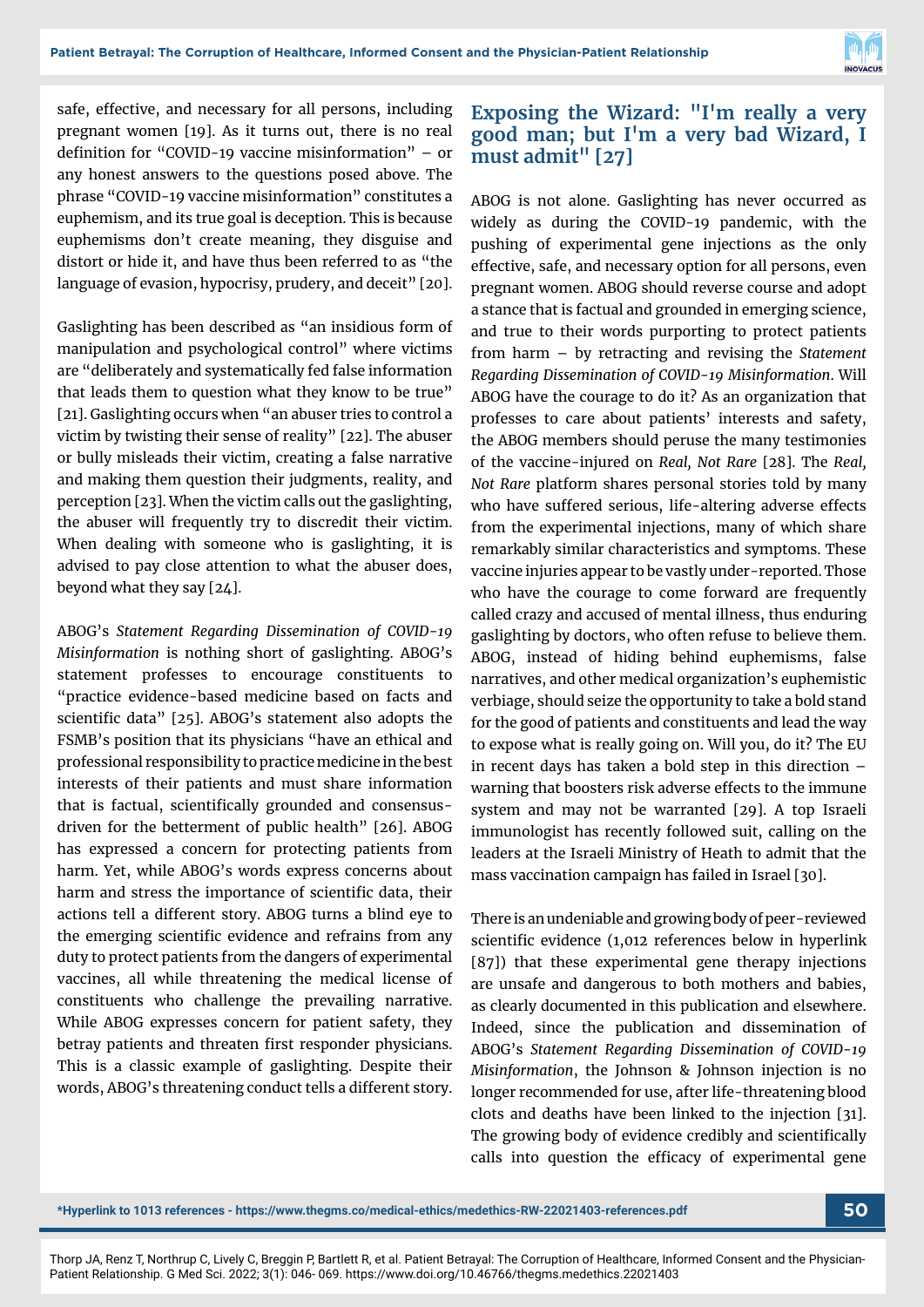safe, effective, and necessary for all persons, including pregnant women [19]. As it turns out, there is no real definition for "COVID-19 vaccine misinformation" – or any honest answers to the questions posed above. The phrase "COVID-19 vaccine misinformation" constitutes a euphemism, and its true goal is deception. This is because euphemisms don't create meaning, they disguise and distort or hide it, and have thus been referred to as "the language of evasion, hypocrisy, prudery, and deceit" [20].

Gaslighting has been described as "an insidious form of manipulation and psychological control" where victims are "deliberately and systematically fed false information that leads them to question what they know to be true" [21]. Gaslighting occurs when "an abuser tries to control a victim by twisting their sense of reality" [22]. The abuser or bully misleads their victim, creating a false narrative and making them question their judgments, reality, and perception [23]. When the victim calls out the gaslighting, the abuser will frequently try to discredit their victim. When dealing with someone who is gaslighting, it is advised to pay close attention to what the abuser does, beyond what they say [24].

ABOG's *Statement Regarding Dissemination of COVID-19 Misinformation* is nothing short of gaslighting. ABOG's statement professes to encourage constituents to "practice evidence-based medicine based on facts and scientific data" [25]. ABOG's statement also adopts the FSMB's position that its physicians "have an ethical and professional responsibility to practice medicine in the best interests of their patients and must share information that is factual, scientifically grounded and consensus-driven for the betterment of public health" [26]. ABOG has expressed a concern for protecting patients from harm. Yet, while ABOG's words express concerns about harm and stress the importance of scientific data, their actions tell a different story. ABOG turns a blind eye to the emerging scientific evidence and refrains from any duty to protect patients from the dangers of experimental vaccines, all while threatening the medical license of constituents who challenge the prevailing narrative. While ABOG expresses concern for patient safety, they betray patients and threaten first responder physicians. This is a classic example of gaslighting. Despite their words, ABOG's threatening conduct tells a different story.

## Exposing the Wizard: "I'm really a very good man; but I'm a very bad Wizard, I must admit" [27]

ABOG is not alone. Gaslighting has never occurred as widely as during the COVID-19 pandemic, with the pushing of experimental gene injections as the only effective, safe, and necessary option for all persons, even pregnant women. ABOG should reverse course and adopt a stance that is factual and grounded in emerging science, and true to their words purporting to protect patients from harm – by retracting and revising the *Statement Regarding Dissemination of COVID-19 Misinformation*. Will ABOG have the courage to do it? As an organization that professes to care about patients' interests and safety, the ABOG members should peruse the many testimonies of the vaccine-injured on *Real, Not Rare* [28]. The *Real, Not Rare* platform shares personal stories told by many who have suffered serious, life-altering adverse effects from the experimental injections, many of which share remarkably similar characteristics and symptoms. These vaccine injuries appear to be vastly under-reported. Those who have the courage to come forward are frequently called crazy and accused of mental illness, thus enduring gaslighting by doctors, who often refuse to believe them. ABOG, instead of hiding behind euphemisms, false narratives, and other medical organization's euphemistic verbiage, should seize the opportunity to take a bold stand for the good of patients and constituents and lead the way to expose what is really going on. Will you, do it? The EU in recent days has taken a bold step in this direction – warning that boosters risk adverse effects to the immune system and may not be warranted [29]. A top Israeli immunologist has recently followed suit, calling on the leaders at the Israeli Ministry of Heath to admit that the mass vaccination campaign has failed in Israel [30].

There is an undeniable and growing body of peer-reviewed scientific evidence (1,012 references below in hyperlink [87]) that these experimental gene therapy injections are unsafe and dangerous to both mothers and babies, as clearly documented in this publication and elsewhere. Indeed, since the publication and dissemination of ABOG's *Statement Regarding Dissemination of COVID-19 Misinformation*, the Johnson & Johnson injection is no longer recommended for use, after life-threatening blood clots and deaths have been linked to the injection [31]. The growing body of evidence credibly and scientifically calls into question the efficacy of experimental gene

**\*Hyperlink to 1013 references - https://www.thegms.co/medical-ethics/medethics-RW-22021403-references.pdf**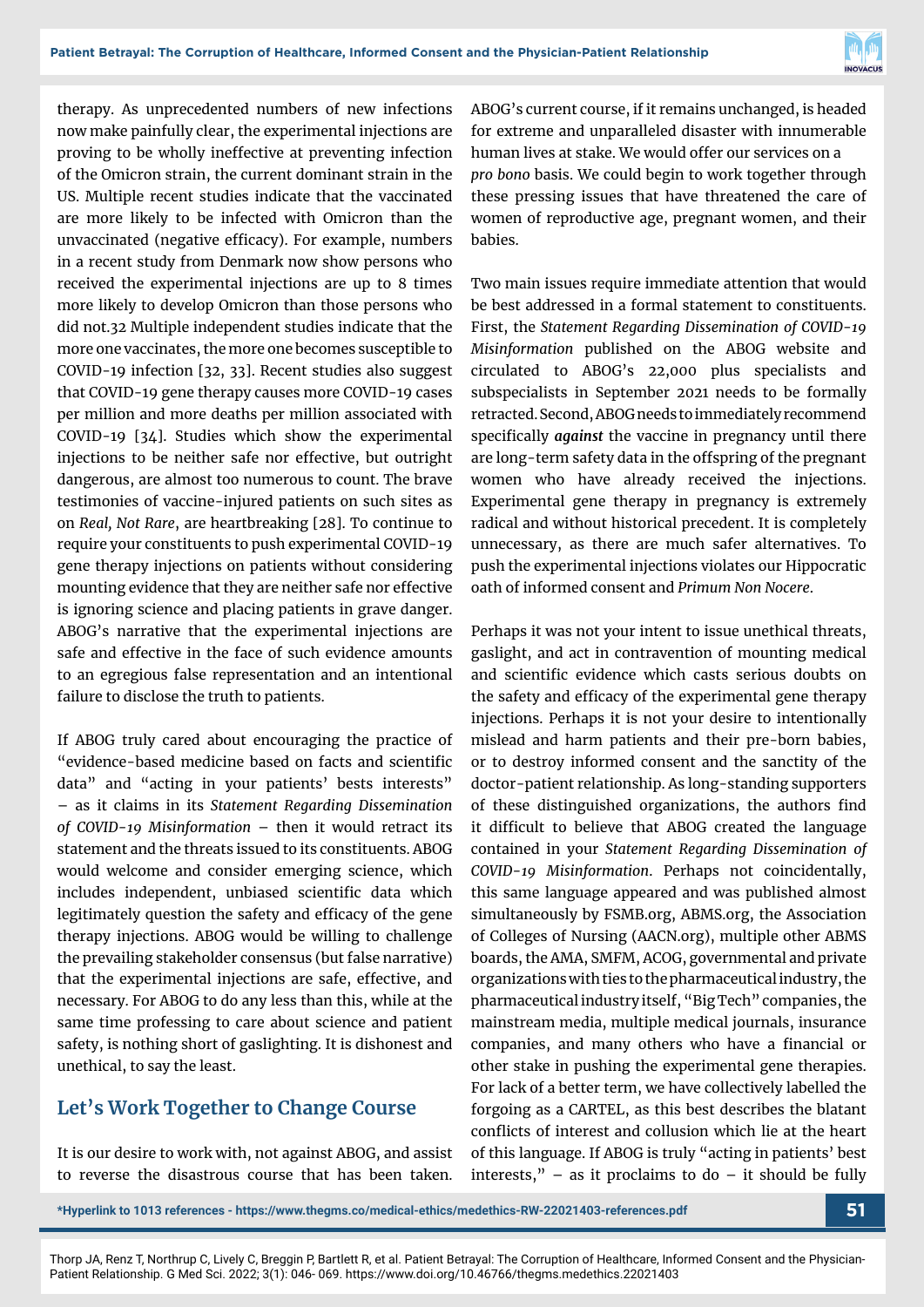therapy. As unprecedented numbers of new infections now make painfully clear, the experimental injections are proving to be wholly ineffective at preventing infection of the Omicron strain, the current dominant strain in the US. Multiple recent studies indicate that the vaccinated are more likely to be infected with Omicron than the unvaccinated (negative efficacy). For example, numbers in a recent study from Denmark now show persons who received the experimental injections are up to 8 times more likely to develop Omicron than those persons who did not.32 Multiple independent studies indicate that the more one vaccinates, the more one becomes susceptible to COVID-19 infection [32, 33]. Recent studies also suggest that COVID-19 gene therapy causes more COVID-19 cases per million and more deaths per million associated with COVID-19 [34]. Studies which show the experimental injections to be neither safe nor effective, but outright dangerous, are almost too numerous to count. The brave testimonies of vaccine-injured patients on such sites as on *Real, Not Rare*, are heartbreaking [28]. To continue to require your constituents to push experimental COVID-19 gene therapy injections on patients without considering mounting evidence that they are neither safe nor effective is ignoring science and placing patients in grave danger. ABOG's narrative that the experimental injections are safe and effective in the face of such evidence amounts to an egregious false representation and an intentional failure to disclose the truth to patients.

If ABOG truly cared about encouraging the practice of "evidence-based medicine based on facts and scientific data" and "acting in your patients' bests interests" – as it claims in its *Statement Regarding Dissemination of COVID-19 Misinformation* – then it would retract its statement and the threats issued to its constituents. ABOG would welcome and consider emerging science, which includes independent, unbiased scientific data which legitimately question the safety and efficacy of the gene therapy injections. ABOG would be willing to challenge the prevailing stakeholder consensus (but false narrative) that the experimental injections are safe, effective, and necessary. For ABOG to do any less than this, while at the same time professing to care about science and patient safety, is nothing short of gaslighting. It is dishonest and unethical, to say the least.

## Let's Work Together to Change Course

It is our desire to work with, not against ABOG, and assist to reverse the disastrous course that has been taken. ABOG's current course, if it remains unchanged, is headed for extreme and unparalleled disaster with innumerable human lives at stake. We would offer our services on a *pro bono* basis. We could begin to work together through these pressing issues that have threatened the care of women of reproductive age, pregnant women, and their babies.

Two main issues require immediate attention that would be best addressed in a formal statement to constituents. First, the *Statement Regarding Dissemination of COVID-19 Misinformation* published on the ABOG website and circulated to ABOG's 22,000 plus specialists and subspecialists in September 2021 needs to be formally retracted. Second, ABOG needs to immediately recommend specifically ***against*** the vaccine in pregnancy until there are long-term safety data in the offspring of the pregnant women who have already received the injections. Experimental gene therapy in pregnancy is extremely radical and without historical precedent. It is completely unnecessary, as there are much safer alternatives. To push the experimental injections violates our Hippocratic oath of informed consent and *Primum Non Nocere*.

Perhaps it was not your intent to issue unethical threats, gaslight, and act in contravention of mounting medical and scientific evidence which casts serious doubts on the safety and efficacy of the experimental gene therapy injections. Perhaps it is not your desire to intentionally mislead and harm patients and their pre-born babies, or to destroy informed consent and the sanctity of the doctor-patient relationship. As long-standing supporters of these distinguished organizations, the authors find it difficult to believe that ABOG created the language contained in your *Statement Regarding Dissemination of COVID-19 Misinformation*. Perhaps not coincidentally, this same language appeared and was published almost simultaneously by FSMB.org, ABMS.org, the Association of Colleges of Nursing (AACN.org), multiple other ABMS boards, the AMA, SMFM, ACOG, governmental and private organizations with ties to the pharmaceutical industry, the pharmaceutical industry itself, "Big Tech" companies, the mainstream media, multiple medical journals, insurance companies, and many others who have a financial or other stake in pushing the experimental gene therapies. For lack of a better term, we have collectively labelled the forgoing as a CARTEL, as this best describes the blatant conflicts of interest and collusion which lie at the heart of this language. If ABOG is truly "acting in patients' best interests," – as it proclaims to do – it should be fully

**\*Hyperlink to 1013 references - https://www.thegms.co/medical-ethics/medethics-RW-22021403-references.pdf**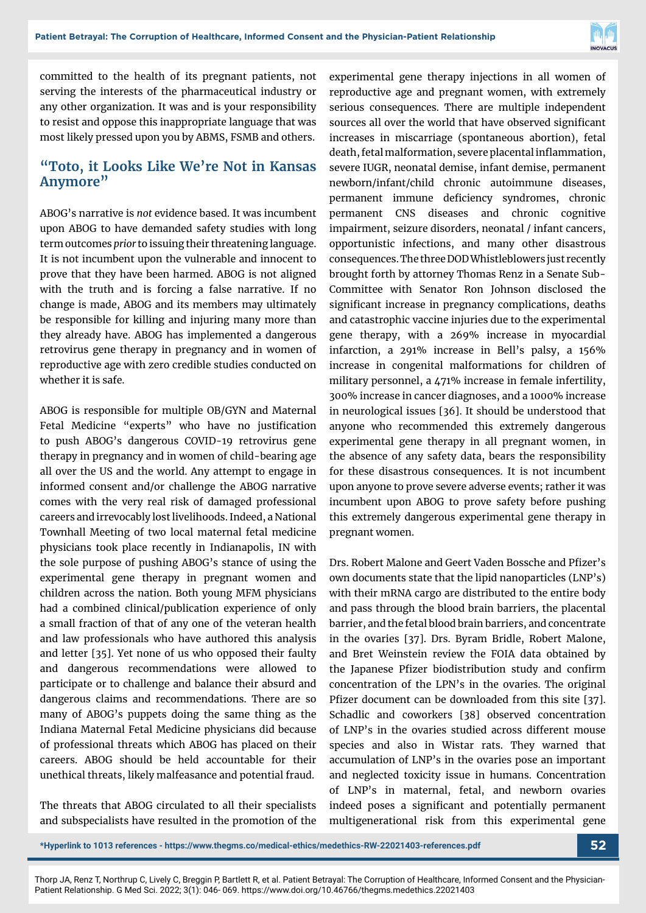committed to the health of its pregnant patients, not serving the interests of the pharmaceutical industry or any other organization. It was and is your responsibility to resist and oppose this inappropriate language that was most likely pressed upon you by ABMS, FSMB and others.

## "Toto, it Looks Like We're Not in Kansas Anymore"

ABOG's narrative is *not* evidence based. It was incumbent upon ABOG to have demanded safety studies with long term outcomes *prior* to issuing their threatening language. It is not incumbent upon the vulnerable and innocent to prove that they have been harmed. ABOG is not aligned with the truth and is forcing a false narrative. If no change is made, ABOG and its members may ultimately be responsible for killing and injuring many more than they already have. ABOG has implemented a dangerous retrovirus gene therapy in pregnancy and in women of reproductive age with zero credible studies conducted on whether it is safe.

ABOG is responsible for multiple OB/GYN and Maternal Fetal Medicine "experts" who have no justification to push ABOG's dangerous COVID-19 retrovirus gene therapy in pregnancy and in women of child-bearing age all over the US and the world. Any attempt to engage in informed consent and/or challenge the ABOG narrative comes with the very real risk of damaged professional careers and irrevocably lost livelihoods. Indeed, a National Townhall Meeting of two local maternal fetal medicine physicians took place recently in Indianapolis, IN with the sole purpose of pushing ABOG's stance of using the experimental gene therapy in pregnant women and children across the nation. Both young MFM physicians had a combined clinical/publication experience of only a small fraction of that of any one of the veteran health and law professionals who have authored this analysis and letter [35]. Yet none of us who opposed their faulty and dangerous recommendations were allowed to participate or to challenge and balance their absurd and dangerous claims and recommendations. There are so many of ABOG's puppets doing the same thing as the Indiana Maternal Fetal Medicine physicians did because of professional threats which ABOG has placed on their careers. ABOG should be held accountable for their unethical threats, likely malfeasance and potential fraud.

The threats that ABOG circulated to all their specialists and subspecialists have resulted in the promotion of the experimental gene therapy injections in all women of reproductive age and pregnant women, with extremely serious consequences. There are multiple independent sources all over the world that have observed significant increases in miscarriage (spontaneous abortion), fetal death, fetal malformation, severe placental inflammation, severe IUGR, neonatal demise, infant demise, permanent newborn/infant/child chronic autoimmune diseases, permanent immune deficiency syndromes, chronic permanent CNS diseases and chronic cognitive impairment, seizure disorders, neonatal / infant cancers, opportunistic infections, and many other disastrous consequences. The three DOD Whistleblowers just recently brought forth by attorney Thomas Renz in a Senate Sub-Committee with Senator Ron Johnson disclosed the significant increase in pregnancy complications, deaths and catastrophic vaccine injuries due to the experimental gene therapy, with a 269% increase in myocardial infarction, a 291% increase in Bell's palsy, a 156% increase in congenital malformations for children of military personnel, a 471% increase in female infertility, 300% increase in cancer diagnoses, and a 1000% increase in neurological issues [36]. It should be understood that anyone who recommended this extremely dangerous experimental gene therapy in all pregnant women, in the absence of any safety data, bears the responsibility for these disastrous consequences. It is not incumbent upon anyone to prove severe adverse events; rather it was incumbent upon ABOG to prove safety before pushing this extremely dangerous experimental gene therapy in pregnant women.

Drs. Robert Malone and Geert Vaden Bossche and Pfizer's own documents state that the lipid nanoparticles (LNP's) with their mRNA cargo are distributed to the entire body and pass through the blood brain barriers, the placental barrier, and the fetal blood brain barriers, and concentrate in the ovaries [37]. Drs. Byram Bridle, Robert Malone, and Bret Weinstein review the FOIA data obtained by the Japanese Pfizer biodistribution study and confirm concentration of the LPN's in the ovaries. The original Pfizer document can be downloaded from this site [37]. Schadlic and coworkers [38] observed concentration of LNP's in the ovaries studied across different mouse species and also in Wistar rats. They warned that accumulation of LNP's in the ovaries pose an important and neglected toxicity issue in humans. Concentration of LNP's in maternal, fetal, and newborn ovaries indeed poses a significant and potentially permanent multigenerational risk from this experimental gene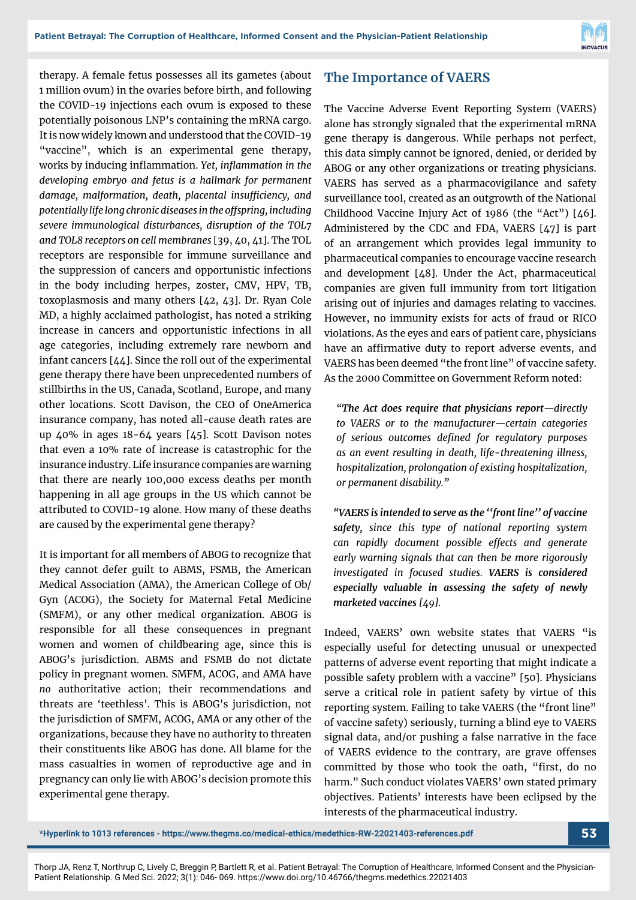therapy. A female fetus possesses all its gametes (about 1 million ovum) in the ovaries before birth, and following the COVID-19 injections each ovum is exposed to these potentially poisonous LNP's containing the mRNA cargo. It is now widely known and understood that the COVID-19 "vaccine", which is an experimental gene therapy, works by inducing inflammation. ***Yet, inflammation in the developing embryo and fetus is a hallmark for permanent damage, malformation, death, placental insufficiency, and potentially life long chronic diseases in the offspring, including severe immunological disturbances, disruption of the TOL7 and TOL8 receptors on cell membranes*** [39, 40, 41]. The TOL receptors are responsible for immune surveillance and the suppression of cancers and opportunistic infections in the body including herpes, zoster, CMV, HPV, TB, toxoplasmosis and many others [42, 43]. Dr. Ryan Cole MD, a highly acclaimed pathologist, has noted a striking increase in cancers and opportunistic infections in all age categories, including extremely rare newborn and infant cancers [44]. Since the roll out of the experimental gene therapy there have been unprecedented numbers of stillbirths in the US, Canada, Scotland, Europe, and many other locations. Scott Davison, the CEO of OneAmerica insurance company, has noted all-cause death rates are up 40% in ages 18-64 years [45]. Scott Davison notes that even a 10% rate of increase is catastrophic for the insurance industry. Life insurance companies are warning that there are nearly 100,000 excess deaths per month happening in all age groups in the US which cannot be attributed to COVID-19 alone. How many of these deaths are caused by the experimental gene therapy?

It is important for all members of ABOG to recognize that they cannot defer guilt to ABMS, FSMB, the American Medical Association (AMA), the American College of Ob/Gyn (ACOG), the Society for Maternal Fetal Medicine (SMFM), or any other medical organization. ABOG is responsible for all these consequences in pregnant women and women of childbearing age, since this is ABOG's jurisdiction. ABMS and FSMB do not dictate policy in pregnant women. SMFM, ACOG, and AMA have *no* authoritative action; their recommendations and threats are 'teethless'. This is ABOG's jurisdiction, not the jurisdiction of SMFM, ACOG, AMA or any other of the organizations, because they have no authority to threaten their constituents like ABOG has done. All blame for the mass casualties in women of reproductive age and in pregnancy can only lie with ABOG's decision promote this experimental gene therapy.

## The Importance of VAERS

The Vaccine Adverse Event Reporting System (VAERS) alone has strongly signaled that the experimental mRNA gene therapy is dangerous. While perhaps not perfect, this data simply cannot be ignored, denied, or derided by ABOG or any other organizations or treating physicians. VAERS has served as a pharmacovigilance and safety surveillance tool, created as an outgrowth of the National Childhood Vaccine Injury Act of 1986 (the "Act") [46]. Administered by the CDC and FDA, VAERS [47] is part of an arrangement which provides legal immunity to pharmaceutical companies to encourage vaccine research and development [48]. Under the Act, pharmaceutical companies are given full immunity from tort litigation arising out of injuries and damages relating to vaccines. However, no immunity exists for acts of fraud or RICO violations. As the eyes and ears of patient care, physicians have an affirmative duty to report adverse events, and VAERS has been deemed "the front line" of vaccine safety. As the 2000 Committee on Government Reform noted:

> ***"The Act does require that physicians report****—directly to VAERS or to the manufacturer—certain categories of serious outcomes defined for regulatory purposes as an event resulting in death, life-threatening illness, hospitalization, prolongation of existing hospitalization, or permanent disability."*
>
> ***"VAERS is intended to serve as the ''front line'' of vaccine safety,*** *since this type of national reporting system can rapidly document possible effects and generate early warning signals that can then be more rigorously investigated in focused studies.* ***VAERS is considered especially valuable in assessing the safety of newly marketed vaccines*** *[49].*

Indeed, VAERS' own website states that VAERS "is especially useful for detecting unusual or unexpected patterns of adverse event reporting that might indicate a possible safety problem with a vaccine" [50]. Physicians serve a critical role in patient safety by virtue of this reporting system. Failing to take VAERS (the "front line" of vaccine safety) seriously, turning a blind eye to VAERS signal data, and/or pushing a false narrative in the face of VAERS evidence to the contrary, are grave offenses committed by those who took the oath, "first, do no harm." Such conduct violates VAERS' own stated primary objectives. Patients' interests have been eclipsed by the interests of the pharmaceutical industry.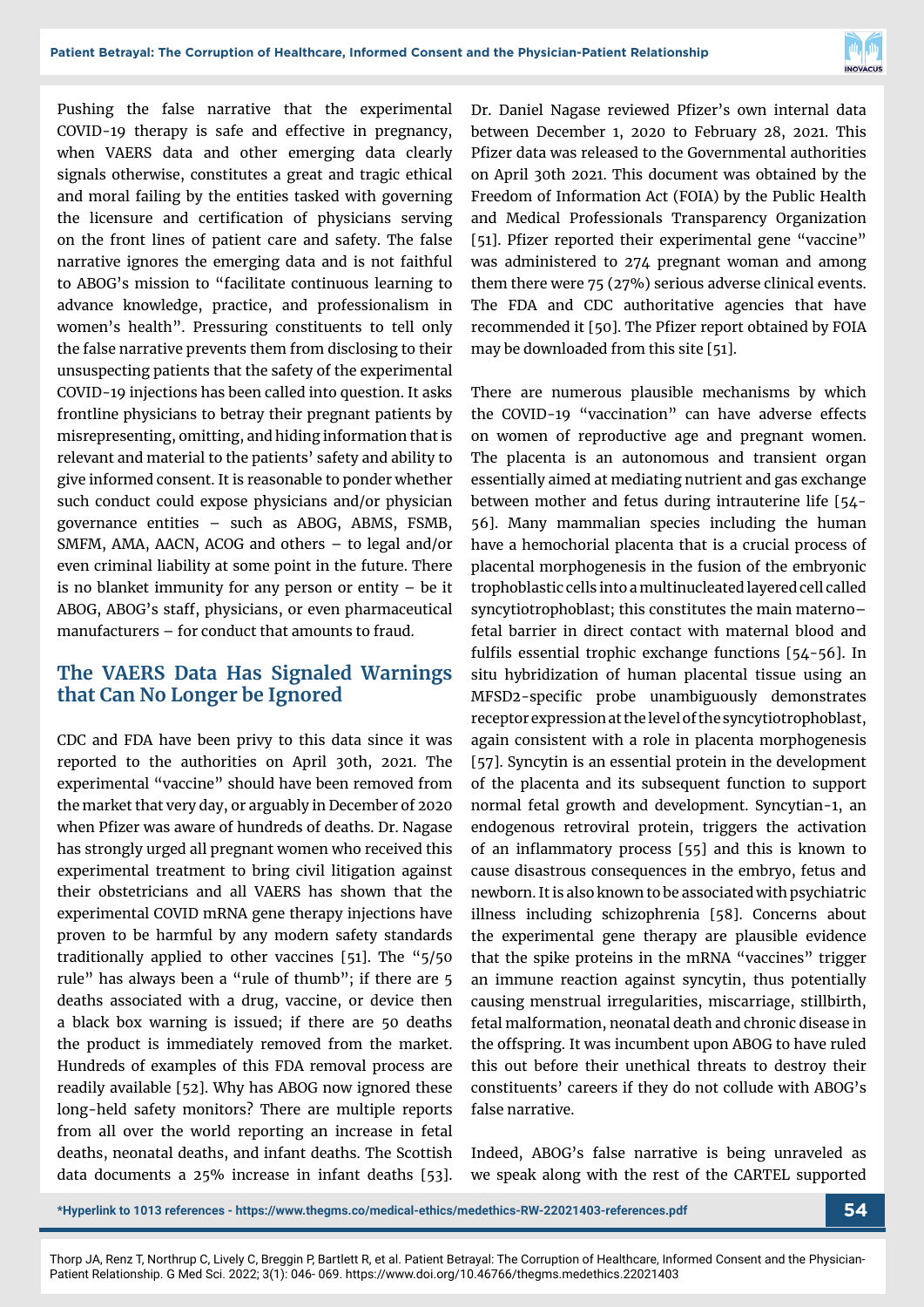Pushing the false narrative that the experimental COVID-19 therapy is safe and effective in pregnancy, when VAERS data and other emerging data clearly signals otherwise, constitutes a great and tragic ethical and moral failing by the entities tasked with governing the licensure and certification of physicians serving on the front lines of patient care and safety. The false narrative ignores the emerging data and is not faithful to ABOG's mission to "facilitate continuous learning to advance knowledge, practice, and professionalism in women's health". Pressuring constituents to tell only the false narrative prevents them from disclosing to their unsuspecting patients that the safety of the experimental COVID-19 injections has been called into question. It asks frontline physicians to betray their pregnant patients by misrepresenting, omitting, and hiding information that is relevant and material to the patients' safety and ability to give informed consent. It is reasonable to ponder whether such conduct could expose physicians and/or physician governance entities – such as ABOG, ABMS, FSMB, SMFM, AMA, AACN, ACOG and others – to legal and/or even criminal liability at some point in the future. There is no blanket immunity for any person or entity – be it ABOG, ABOG's staff, physicians, or even pharmaceutical manufacturers – for conduct that amounts to fraud.

## The VAERS Data Has Signaled Warnings that Can No Longer be Ignored

CDC and FDA have been privy to this data since it was reported to the authorities on April 30th, 2021. The experimental "vaccine" should have been removed from the market that very day, or arguably in December of 2020 when Pfizer was aware of hundreds of deaths. Dr. Nagase has strongly urged all pregnant women who received this experimental treatment to bring civil litigation against their obstetricians and all VAERS has shown that the experimental COVID mRNA gene therapy injections have proven to be harmful by any modern safety standards traditionally applied to other vaccines [51]. The "5/50 rule" has always been a "rule of thumb"; if there are 5 deaths associated with a drug, vaccine, or device then a black box warning is issued; if there are 50 deaths the product is immediately removed from the market. Hundreds of examples of this FDA removal process are readily available [52]. Why has ABOG now ignored these long-held safety monitors? There are multiple reports from all over the world reporting an increase in fetal deaths, neonatal deaths, and infant deaths. The Scottish data documents a 25% increase in infant deaths [53]. Dr. Daniel Nagase reviewed Pfizer's own internal data between December 1, 2020 to February 28, 2021. This Pfizer data was released to the Governmental authorities on April 30th 2021. This document was obtained by the Freedom of Information Act (FOIA) by the Public Health and Medical Professionals Transparency Organization [51]. Pfizer reported their experimental gene "vaccine" was administered to 274 pregnant woman and among them there were 75 (27%) serious adverse clinical events. The FDA and CDC authoritative agencies that have recommended it [50]. The Pfizer report obtained by FOIA may be downloaded from this site [51].

There are numerous plausible mechanisms by which the COVID-19 "vaccination" can have adverse effects on women of reproductive age and pregnant women. The placenta is an autonomous and transient organ essentially aimed at mediating nutrient and gas exchange between mother and fetus during intrauterine life [54-56]. Many mammalian species including the human have a hemochorial placenta that is a crucial process of placental morphogenesis in the fusion of the embryonic trophoblastic cells into a multinucleated layered cell called syncytiotrophoblast; this constitutes the main materno–fetal barrier in direct contact with maternal blood and fulfils essential trophic exchange functions [54-56]. In situ hybridization of human placental tissue using an MFSD2-specific probe unambiguously demonstrates receptor expression at the level of the syncytiotrophoblast, again consistent with a role in placenta morphogenesis [57]. Syncytin is an essential protein in the development of the placenta and its subsequent function to support normal fetal growth and development. Syncytian-1, an endogenous retroviral protein, triggers the activation of an inflammatory process [55] and this is known to cause disastrous consequences in the embryo, fetus and newborn. It is also known to be associated with psychiatric illness including schizophrenia [58]. Concerns about the experimental gene therapy are plausible evidence that the spike proteins in the mRNA "vaccines" trigger an immune reaction against syncytin, thus potentially causing menstrual irregularities, miscarriage, stillbirth, fetal malformation, neonatal death and chronic disease in the offspring. It was incumbent upon ABOG to have ruled this out before their unethical threats to destroy their constituents' careers if they do not collude with ABOG's false narrative.

Indeed, ABOG's false narrative is being unraveled as we speak along with the rest of the CARTEL supported

*Hyperlink to 1013 references - https://www.thegms.co/medical-ethics/medethics-RW-22021403-references.pdf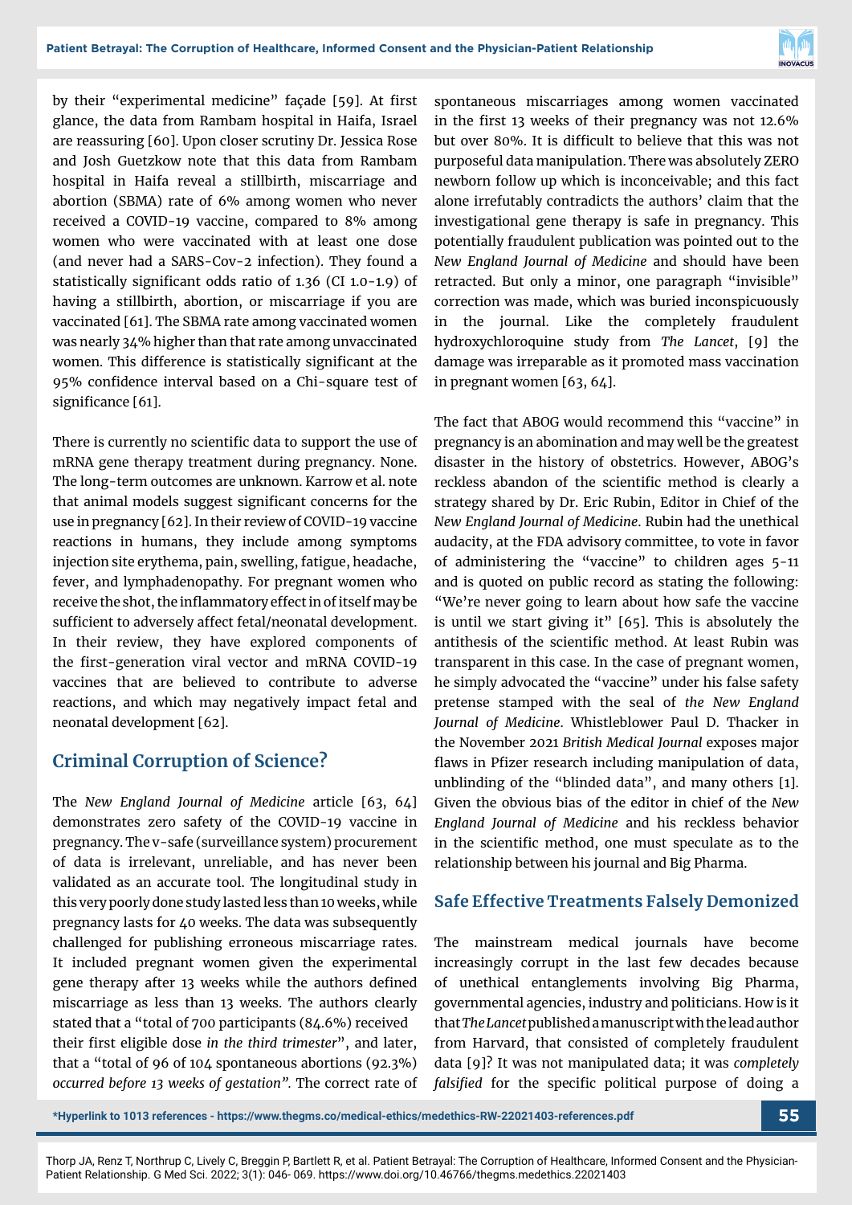by their "experimental medicine" façade [59]. At first glance, the data from Rambam hospital in Haifa, Israel are reassuring [60]. Upon closer scrutiny Dr. Jessica Rose and Josh Guetzkow note that this data from Rambam hospital in Haifa reveal a stillbirth, miscarriage and abortion (SBMA) rate of 6% among women who never received a COVID-19 vaccine, compared to 8% among women who were vaccinated with at least one dose (and never had a SARS-Cov-2 infection). They found a statistically significant odds ratio of 1.36 (CI 1.0-1.9) of having a stillbirth, abortion, or miscarriage if you are vaccinated [61]. The SBMA rate among vaccinated women was nearly 34% higher than that rate among unvaccinated women. This difference is statistically significant at the 95% confidence interval based on a Chi-square test of significance [61].

There is currently no scientific data to support the use of mRNA gene therapy treatment during pregnancy. None. The long-term outcomes are unknown. Karrow et al. note that animal models suggest significant concerns for the use in pregnancy [62]. In their review of COVID-19 vaccine reactions in humans, they include among symptoms injection site erythema, pain, swelling, fatigue, headache, fever, and lymphadenopathy. For pregnant women who receive the shot, the inflammatory effect in of itself may be sufficient to adversely affect fetal/neonatal development. In their review, they have explored components of the first-generation viral vector and mRNA COVID-19 vaccines that are believed to contribute to adverse reactions, and which may negatively impact fetal and neonatal development [62].

## Criminal Corruption of Science?

The *New England Journal of Medicine* article [63, 64] demonstrates zero safety of the COVID-19 vaccine in pregnancy. The v-safe (surveillance system) procurement of data is irrelevant, unreliable, and has never been validated as an accurate tool. The longitudinal study in this very poorly done study lasted less than 10 weeks, while pregnancy lasts for 40 weeks. The data was subsequently challenged for publishing erroneous miscarriage rates. It included pregnant women given the experimental gene therapy after 13 weeks while the authors defined miscarriage as less than 13 weeks. The authors clearly stated that a "total of 700 participants (84.6%) received their first eligible dose *in the third trimester*", and later, that a "total of 96 of 104 spontaneous abortions (92.3%) *occurred before 13 weeks of gestation"*. The correct rate of spontaneous miscarriages among women vaccinated in the first 13 weeks of their pregnancy was not 12.6% but over 80%. It is difficult to believe that this was not purposeful data manipulation. There was absolutely ZERO newborn follow up which is inconceivable; and this fact alone irrefutably contradicts the authors' claim that the investigational gene therapy is safe in pregnancy. This potentially fraudulent publication was pointed out to the *New England Journal of Medicine* and should have been retracted. But only a minor, one paragraph "invisible" correction was made, which was buried inconspicuously in the journal. Like the completely fraudulent hydroxychloroquine study from *The Lancet*, [9] the damage was irreparable as it promoted mass vaccination in pregnant women [63, 64].

The fact that ABOG would recommend this "vaccine" in pregnancy is an abomination and may well be the greatest disaster in the history of obstetrics. However, ABOG's reckless abandon of the scientific method is clearly a strategy shared by Dr. Eric Rubin, Editor in Chief of the *New England Journal of Medicine*. Rubin had the unethical audacity, at the FDA advisory committee, to vote in favor of administering the "vaccine" to children ages 5-11 and is quoted on public record as stating the following: "We're never going to learn about how safe the vaccine is until we start giving it" [65]. This is absolutely the antithesis of the scientific method. At least Rubin was transparent in this case. In the case of pregnant women, he simply advocated the "vaccine" under his false safety pretense stamped with the seal of *the New England Journal of Medicine*. Whistleblower Paul D. Thacker in the November 2021 *British Medical Journal* exposes major flaws in Pfizer research including manipulation of data, unblinding of the "blinded data", and many others [1]. Given the obvious bias of the editor in chief of the *New England Journal of Medicine* and his reckless behavior in the scientific method, one must speculate as to the relationship between his journal and Big Pharma.

## Safe Effective Treatments Falsely Demonized

The mainstream medical journals have become increasingly corrupt in the last few decades because of unethical entanglements involving Big Pharma, governmental agencies, industry and politicians. How is it that *The Lancet* published a manuscript with the lead author from Harvard, that consisted of completely fraudulent data [9]? It was not manipulated data; it was *completely falsified* for the specific political purpose of doing a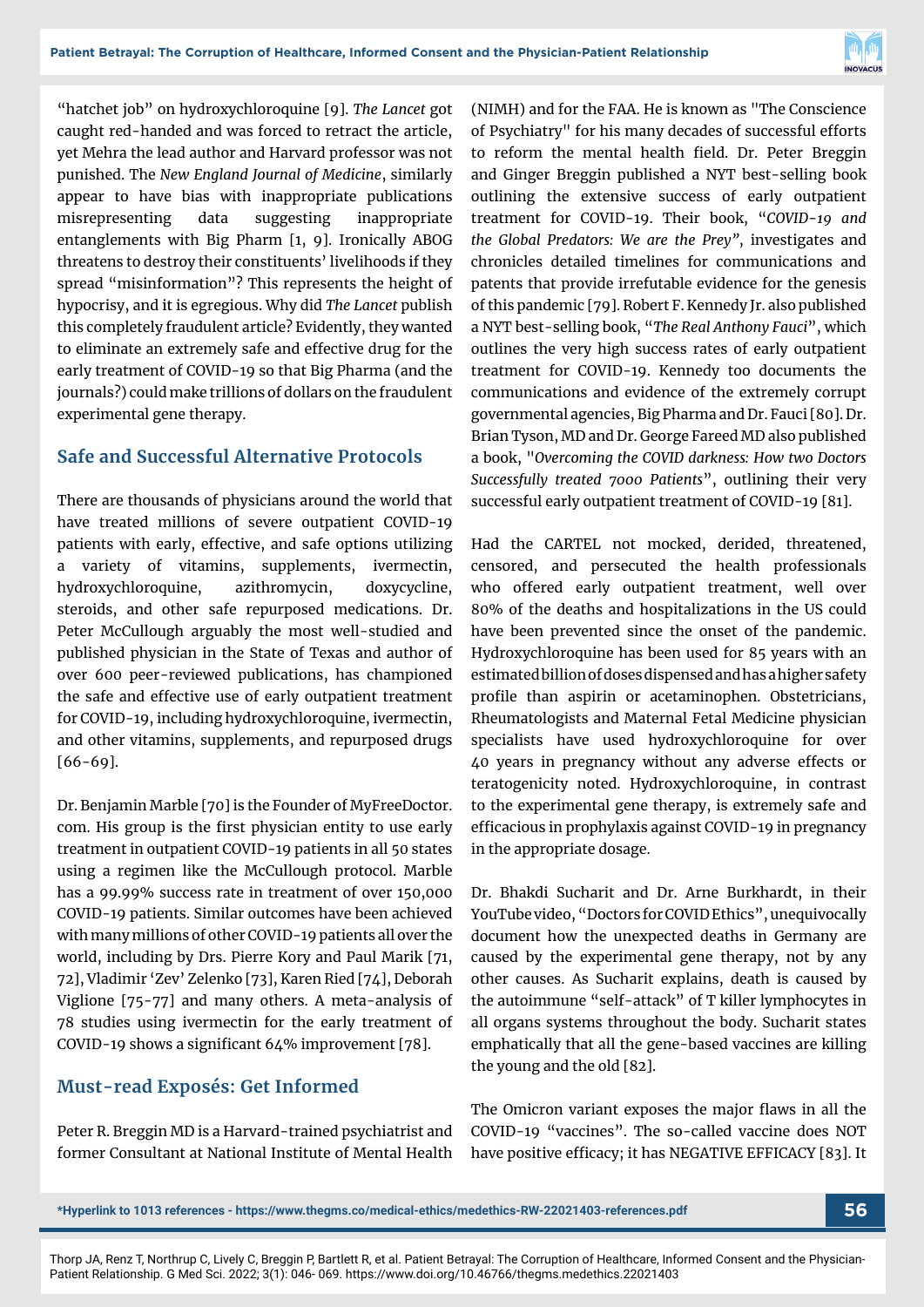"hatchet job" on hydroxychloroquine [9]. *The Lancet* got caught red-handed and was forced to retract the article, yet Mehra the lead author and Harvard professor was not punished. The *New England Journal of Medicine*, similarly appear to have bias with inappropriate publications misrepresenting data suggesting inappropriate entanglements with Big Pharm [1, 9]. Ironically ABOG threatens to destroy their constituents' livelihoods if they spread "misinformation"? This represents the height of hypocrisy, and it is egregious. Why did *The Lancet* publish this completely fraudulent article? Evidently, they wanted to eliminate an extremely safe and effective drug for the early treatment of COVID-19 so that Big Pharma (and the journals?) could make trillions of dollars on the fraudulent experimental gene therapy.

## Safe and Successful Alternative Protocols

There are thousands of physicians around the world that have treated millions of severe outpatient COVID-19 patients with early, effective, and safe options utilizing a variety of vitamins, supplements, ivermectin, hydroxychloroquine, azithromycin, doxycycline, steroids, and other safe repurposed medications. Dr. Peter McCullough arguably the most well-studied and published physician in the State of Texas and author of over 600 peer-reviewed publications, has championed the safe and effective use of early outpatient treatment for COVID-19, including hydroxychloroquine, ivermectin, and other vitamins, supplements, and repurposed drugs [66-69].

Dr. Benjamin Marble [70] is the Founder of MyFreeDoctor.com. His group is the first physician entity to use early treatment in outpatient COVID-19 patients in all 50 states using a regimen like the McCullough protocol. Marble has a 99.99% success rate in treatment of over 150,000 COVID-19 patients. Similar outcomes have been achieved with many millions of other COVID-19 patients all over the world, including by Drs. Pierre Kory and Paul Marik [71, 72], Vladimir 'Zev' Zelenko [73], Karen Ried [74], Deborah Viglione [75-77] and many others. A meta-analysis of 78 studies using ivermectin for the early treatment of COVID-19 shows a significant 64% improvement [78].

## Must-read Exposés: Get Informed

Peter R. Breggin MD is a Harvard-trained psychiatrist and former Consultant at National Institute of Mental Health (NIMH) and for the FAA. He is known as "The Conscience of Psychiatry" for his many decades of successful efforts to reform the mental health field. Dr. Peter Breggin and Ginger Breggin published a NYT best-selling book outlining the extensive success of early outpatient treatment for COVID-19. Their book, "*COVID-19 and the Global Predators: We are the Prey*", investigates and chronicles detailed timelines for communications and patents that provide irrefutable evidence for the genesis of this pandemic [79]. Robert F. Kennedy Jr. also published a NYT best-selling book, "*The Real Anthony Fauci*", which outlines the very high success rates of early outpatient treatment for COVID-19. Kennedy too documents the communications and evidence of the extremely corrupt governmental agencies, Big Pharma and Dr. Fauci [80]. Dr. Brian Tyson, MD and Dr. George Fareed MD also published a book, "*Overcoming the COVID darkness: How two Doctors Successfully treated 7000 Patients*", outlining their very successful early outpatient treatment of COVID-19 [81].

Had the CARTEL not mocked, derided, threatened, censored, and persecuted the health professionals who offered early outpatient treatment, well over 80% of the deaths and hospitalizations in the US could have been prevented since the onset of the pandemic. Hydroxychloroquine has been used for 85 years with an estimated billion of doses dispensed and has a higher safety profile than aspirin or acetaminophen. Obstetricians, Rheumatologists and Maternal Fetal Medicine physician specialists have used hydroxychloroquine for over 40 years in pregnancy without any adverse effects or teratogenicity noted. Hydroxychloroquine, in contrast to the experimental gene therapy, is extremely safe and efficacious in prophylaxis against COVID-19 in pregnancy in the appropriate dosage.

Dr. Bhakdi Sucharit and Dr. Arne Burkhardt, in their YouTube video, "Doctors for COVID Ethics", unequivocally document how the unexpected deaths in Germany are caused by the experimental gene therapy, not by any other causes. As Sucharit explains, death is caused by the autoimmune "self-attack" of T killer lymphocytes in all organs systems throughout the body. Sucharit states emphatically that all the gene-based vaccines are killing the young and the old [82].

The Omicron variant exposes the major flaws in all the COVID-19 "vaccines". The so-called vaccine does NOT have positive efficacy; it has NEGATIVE EFFICACY [83]. It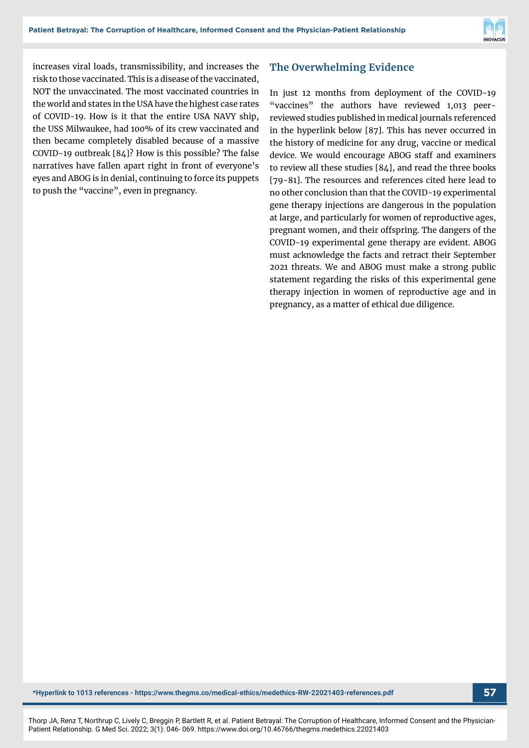increases viral loads, transmissibility, and increases the risk to those vaccinated. This is a disease of the vaccinated, NOT the unvaccinated. The most vaccinated countries in the world and states in the USA have the highest case rates of COVID-19. How is it that the entire USA NAVY ship, the USS Milwaukee, had 100% of its crew vaccinated and then became completely disabled because of a massive COVID-19 outbreak [84]? How is this possible? The false narratives have fallen apart right in front of everyone's eyes and ABOG is in denial, continuing to force its puppets to push the "vaccine", even in pregnancy.

## The Overwhelming Evidence

In just 12 months from deployment of the COVID-19 "vaccines" the authors have reviewed 1,013 peer-reviewed studies published in medical journals referenced in the hyperlink below [87]. This has never occurred in the history of medicine for any drug, vaccine or medical device. We would encourage ABOG staff and examiners to review all these studies [84], and read the three books [79-81]. The resources and references cited here lead to no other conclusion than that the COVID-19 experimental gene therapy injections are dangerous in the population at large, and particularly for women of reproductive ages, pregnant women, and their offspring. The dangers of the COVID-19 experimental gene therapy are evident. ABOG must acknowledge the facts and retract their September 2021 threats. We and ABOG must make a strong public statement regarding the risks of this experimental gene therapy injection in women of reproductive age and in pregnancy, as a matter of ethical due diligence.

**\*Hyperlink to 1013 references - https://www.thegms.co/medical-ethics/medethics-RW-22021403-references.pdf**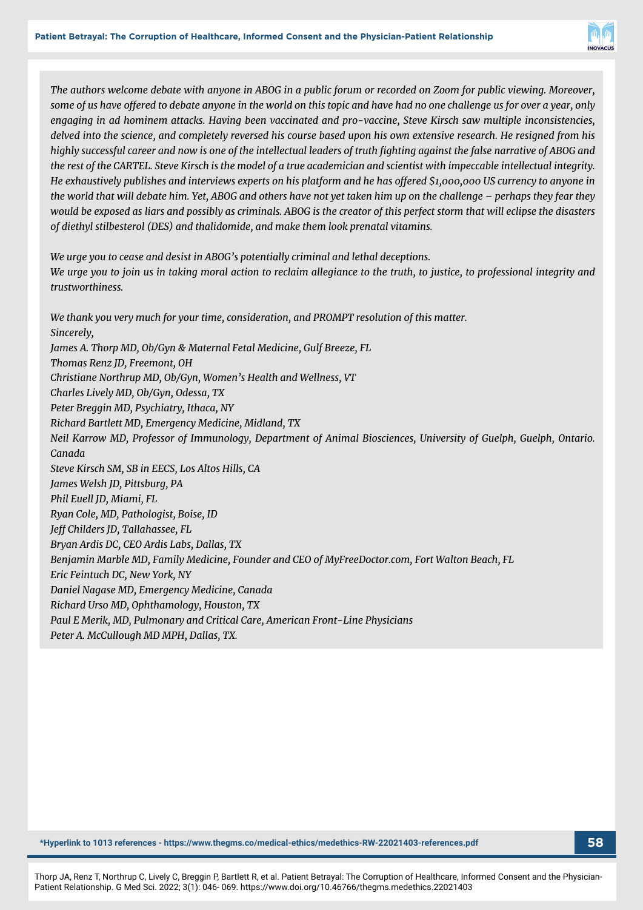*The authors welcome debate with anyone in ABOG in a public forum or recorded on Zoom for public viewing. Moreover, some of us have offered to debate anyone in the world on this topic and have had no one challenge us for over a year, only engaging in ad hominem attacks. Having been vaccinated and pro-vaccine, Steve Kirsch saw multiple inconsistencies, delved into the science, and completely reversed his course based upon his own extensive research. He resigned from his highly successful career and now is one of the intellectual leaders of truth fighting against the false narrative of ABOG and the rest of the CARTEL. Steve Kirsch is the model of a true academician and scientist with impeccable intellectual integrity. He exhaustively publishes and interviews experts on his platform and he has offered $1,000,000 US currency to anyone in the world that will debate him. Yet, ABOG and others have not yet taken him up on the challenge – perhaps they fear they would be exposed as liars and possibly as criminals. ABOG is the creator of this perfect storm that will eclipse the disasters of diethyl stilbesterol (DES) and thalidomide, and make them look prenatal vitamins.*

*We urge you to cease and desist in ABOG's potentially criminal and lethal deceptions.*
*We urge you to join us in taking moral action to reclaim allegiance to the truth, to justice, to professional integrity and trustworthiness.*

*We thank you very much for your time, consideration, and PROMPT resolution of this matter.*
*Sincerely,*
*James A. Thorp MD, Ob/Gyn & Maternal Fetal Medicine, Gulf Breeze, FL*
*Thomas Renz JD, Freemont, OH*
*Christiane Northrup MD, Ob/Gyn, Women's Health and Wellness, VT*
*Charles Lively MD, Ob/Gyn, Odessa, TX*
*Peter Breggin MD, Psychiatry, Ithaca, NY*
*Richard Bartlett MD, Emergency Medicine, Midland, TX*
*Neil Karrow MD, Professor of Immunology, Department of Animal Biosciences, University of Guelph, Guelph, Ontario. Canada*
*Steve Kirsch SM, SB in EECS, Los Altos Hills, CA*
*James Welsh JD, Pittsburg, PA*
*Phil Euell JD, Miami, FL*
*Ryan Cole, MD, Pathologist, Boise, ID*
*Jeff Childers JD, Tallahassee, FL*
*Bryan Ardis DC, CEO Ardis Labs, Dallas, TX*
*Benjamin Marble MD, Family Medicine, Founder and CEO of MyFreeDoctor.com, Fort Walton Beach, FL*
*Eric Feintuch DC, New York, NY*
*Daniel Nagase MD, Emergency Medicine, Canada*
*Richard Urso MD, Ophthamology, Houston, TX*
*Paul E Merik, MD, Pulmonary and Critical Care, American Front-Line Physicians*
*Peter A. McCullough MD MPH, Dallas, TX.*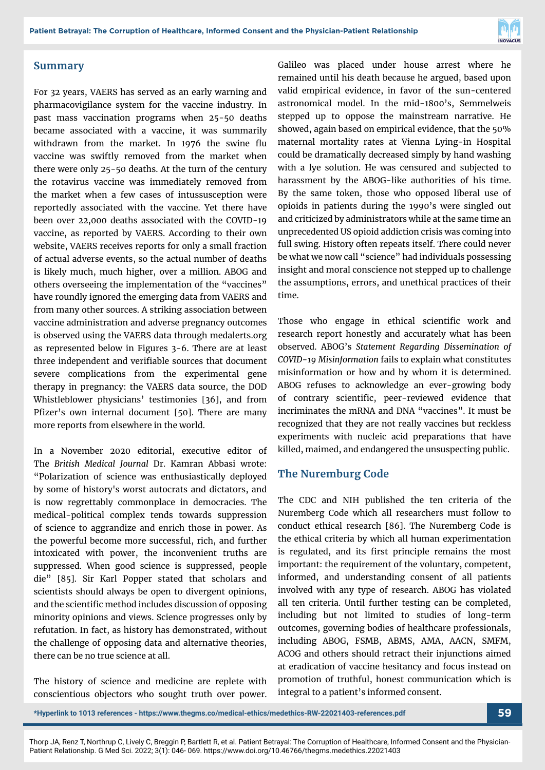## Summary

For 32 years, VAERS has served as an early warning and pharmacovigilance system for the vaccine industry. In past mass vaccination programs when 25-50 deaths became associated with a vaccine, it was summarily withdrawn from the market. In 1976 the swine flu vaccine was swiftly removed from the market when there were only 25-50 deaths. At the turn of the century the rotavirus vaccine was immediately removed from the market when a few cases of intussusception were reportedly associated with the vaccine. Yet there have been over 22,000 deaths associated with the COVID-19 vaccine, as reported by VAERS. According to their own website, VAERS receives reports for only a small fraction of actual adverse events, so the actual number of deaths is likely much, much higher, over a million. ABOG and others overseeing the implementation of the "vaccines" have roundly ignored the emerging data from VAERS and from many other sources. A striking association between vaccine administration and adverse pregnancy outcomes is observed using the VAERS data through medalerts.org as represented below in Figures 3-6. There are at least three independent and verifiable sources that document severe complications from the experimental gene therapy in pregnancy: the VAERS data source, the DOD Whistleblower physicians' testimonies [36], and from Pfizer's own internal document [50]. There are many more reports from elsewhere in the world.

In a November 2020 editorial, executive editor of The *British Medical Journal* Dr. Kamran Abbasi wrote: "Polarization of science was enthusiastically deployed by some of history's worst autocrats and dictators, and is now regrettably commonplace in democracies. The medical-political complex tends towards suppression of science to aggrandize and enrich those in power. As the powerful become more successful, rich, and further intoxicated with power, the inconvenient truths are suppressed. When good science is suppressed, people die" [85]. Sir Karl Popper stated that scholars and scientists should always be open to divergent opinions, and the scientific method includes discussion of opposing minority opinions and views. Science progresses only by refutation. In fact, as history has demonstrated, without the challenge of opposing data and alternative theories, there can be no true science at all.

The history of science and medicine are replete with conscientious objectors who sought truth over power. Galileo was placed under house arrest where he remained until his death because he argued, based upon valid empirical evidence, in favor of the sun-centered astronomical model. In the mid-1800's, Semmelweis stepped up to oppose the mainstream narrative. He showed, again based on empirical evidence, that the 50% maternal mortality rates at Vienna Lying-in Hospital could be dramatically decreased simply by hand washing with a lye solution. He was censured and subjected to harassment by the ABOG-like authorities of his time. By the same token, those who opposed liberal use of opioids in patients during the 1990's were singled out and criticized by administrators while at the same time an unprecedented US opioid addiction crisis was coming into full swing. History often repeats itself. There could never be what we now call "science" had individuals possessing insight and moral conscience not stepped up to challenge the assumptions, errors, and unethical practices of their time.

Those who engage in ethical scientific work and research report honestly and accurately what has been observed. ABOG's *Statement Regarding Dissemination of COVID-19 Misinformation* fails to explain what constitutes misinformation or how and by whom it is determined. ABOG refuses to acknowledge an ever-growing body of contrary scientific, peer-reviewed evidence that incriminates the mRNA and DNA "vaccines". It must be recognized that they are not really vaccines but reckless experiments with nucleic acid preparations that have killed, maimed, and endangered the unsuspecting public.

## The Nuremburg Code

The CDC and NIH published the ten criteria of the Nuremberg Code which all researchers must follow to conduct ethical research [86]. The Nuremberg Code is the ethical criteria by which all human experimentation is regulated, and its first principle remains the most important: the requirement of the voluntary, competent, informed, and understanding consent of all patients involved with any type of research. ABOG has violated all ten criteria. Until further testing can be completed, including but not limited to studies of long-term outcomes, governing bodies of healthcare professionals, including ABOG, FSMB, ABMS, AMA, AACN, SMFM, ACOG and others should retract their injunctions aimed at eradication of vaccine hesitancy and focus instead on promotion of truthful, honest communication which is integral to a patient's informed consent.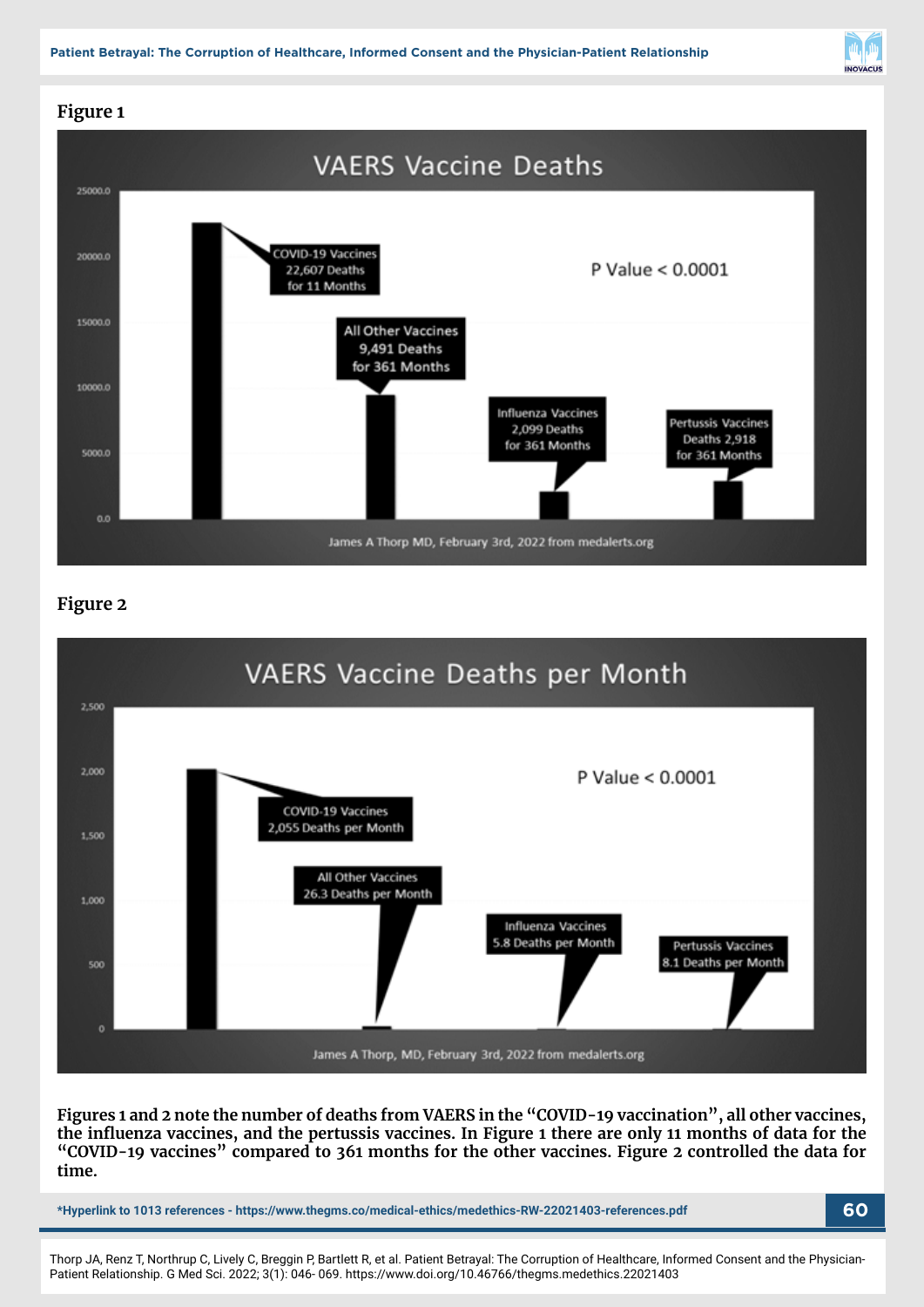**Figure 1**

VAERS Vaccine Deaths

| Category | Deaths | Period |
|---|---|---|
| COVID-19 Vaccines | 22,607 Deaths | for 11 Months |
| All Other Vaccines | 9,491 Deaths | for 361 Months |
| Influenza Vaccines | 2,099 Deaths | for 361 Months |
| Pertussis Vaccines | Deaths 2,918 | for 361 Months |

P Value < 0.0001

James A Thorp MD, February 3rd, 2022 from medalerts.org

**Figure 2**

VAERS Vaccine Deaths per Month

| Category | Deaths per Month |
|---|---|
| COVID-19 Vaccines | 2,055 Deaths per Month |
| All Other Vaccines | 26.3 Deaths per Month |
| Influenza Vaccines | 5.8 Deaths per Month |
| Pertussis Vaccines | 8.1 Deaths per Month |

P Value < 0.0001

James A Thorp, MD, February 3rd, 2022 from medalerts.org

**Figures 1 and 2 note the number of deaths from VAERS in the "COVID-19 vaccination", all other vaccines, the influenza vaccines, and the pertussis vaccines. In Figure 1 there are only 11 months of data for the "COVID-19 vaccines" compared to 361 months for the other vaccines. Figure 2 controlled the data for time.**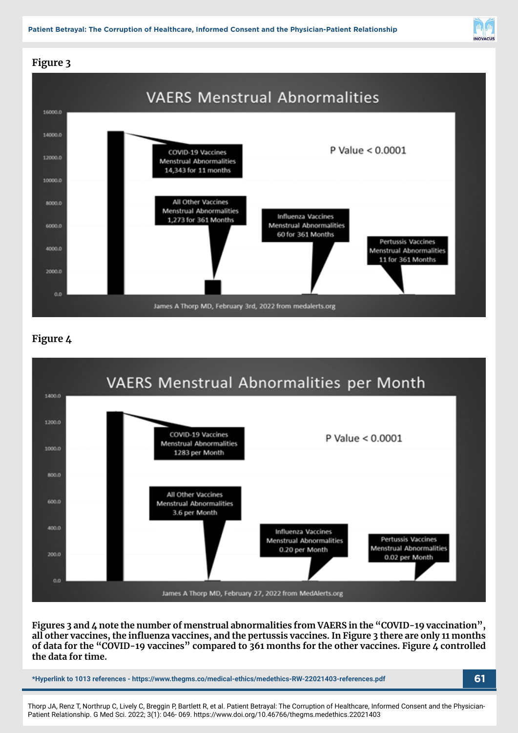**Figure 3**

VAERS Menstrual Abnormalities

COVID-19 Vaccines Menstrual Abnormalities 14,343 for 11 months

All Other Vaccines Menstrual Abnormalities 1,273 for 361 Months

Influenza Vaccines Menstrual Abnormalities 60 for 361 Months

Pertussis Vaccines Menstrual Abnormalities 11 for 361 Months

P Value < 0.0001

James A Thorp MD, February 3rd, 2022 from medalerts.org

**Figure 4**

VAERS Menstrual Abnormalities per Month

COVID-19 Vaccines Menstrual Abnormalities 1283 per Month

All Other Vaccines Menstrual Abnormalities 3.6 per Month

Influenza Vaccines Menstrual Abnormalities 0.20 per Month

Pertussis Vaccines Menstrual Abnormalities 0.02 per Month

P Value < 0.0001

James A Thorp MD, February 27, 2022 from MedAlerts.org

**Figures 3 and 4 note the number of menstrual abnormalities from VAERS in the "COVID-19 vaccination", all other vaccines, the influenza vaccines, and the pertussis vaccines. In Figure 3 there are only 11 months of data for the "COVID-19 vaccines" compared to 361 months for the other vaccines. Figure 4 controlled the data for time.**

*Hyperlink to 1013 references - https://www.thegms.co/medical-ethics/medethics-RW-22021403-references.pdf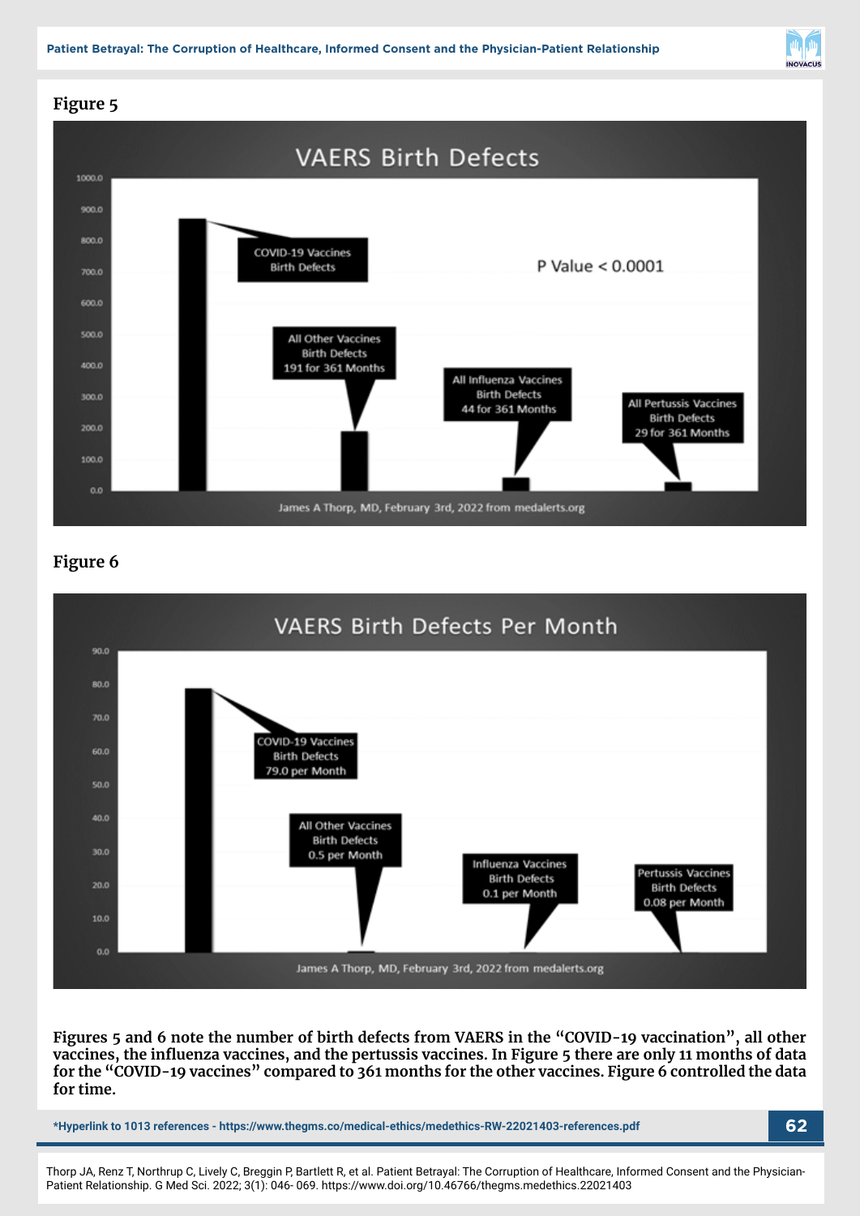**Figure 5**

VAERS Birth Defects

P Value < 0.0001

COVID-19 Vaccines Birth Defects

All Other Vaccines Birth Defects 191 for 361 Months

All Influenza Vaccines Birth Defects 44 for 361 Months

All Pertussis Vaccines Birth Defects 29 for 361 Months

James A Thorp, MD, February 3rd, 2022 from medalerts.org

**Figure 6**

VAERS Birth Defects Per Month

COVID-19 Vaccines Birth Defects 79.0 per Month

All Other Vaccines Birth Defects 0.5 per Month

Influenza Vaccines Birth Defects 0.1 per Month

Pertussis Vaccines Birth Defects 0.08 per Month

James A Thorp, MD, February 3rd, 2022 from medalerts.org

**Figures 5 and 6 note the number of birth defects from VAERS in the "COVID-19 vaccination", all other vaccines, the influenza vaccines, and the pertussis vaccines. In Figure 5 there are only 11 months of data for the "COVID-19 vaccines" compared to 361 months for the other vaccines. Figure 6 controlled the data for time.**

**\*Hyperlink to 1013 references - https://www.thegms.co/medical-ethics/medethics-RW-22021403-references.pdf**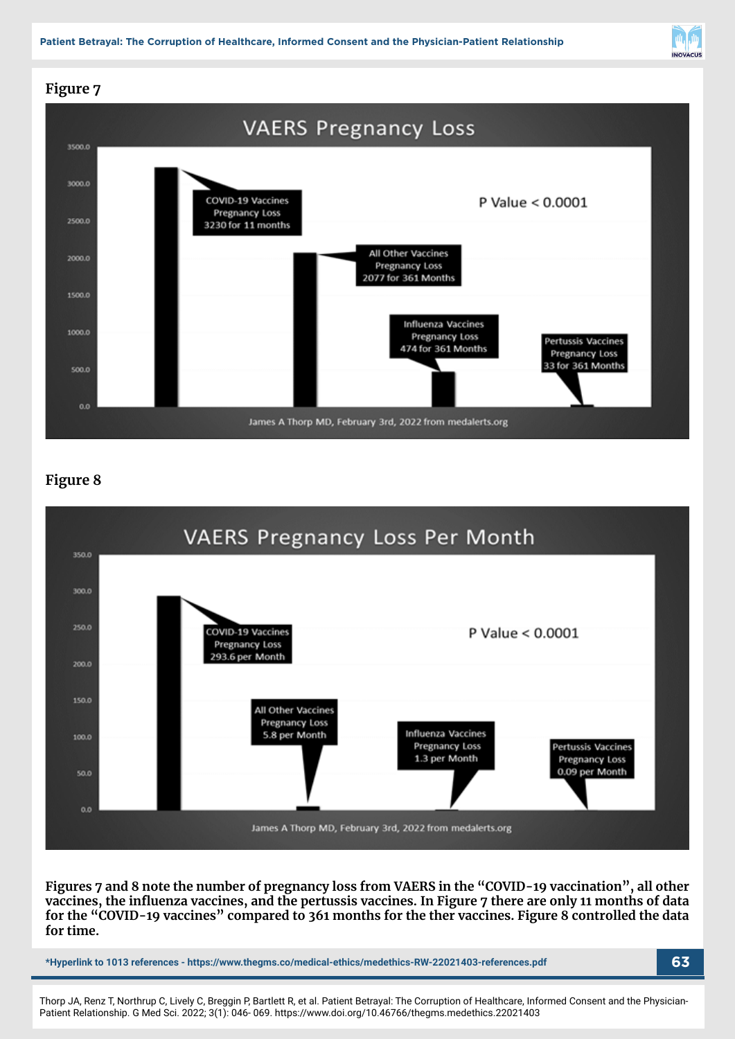**Figure 7**

VAERS Pregnancy Loss

COVID-19 Vaccines Pregnancy Loss 3230 for 11 months

All Other Vaccines Pregnancy Loss 2077 for 361 Months

Influenza Vaccines Pregnancy Loss 474 for 361 Months

Pertussis Vaccines Pregnancy Loss 33 for 361 Months

P Value < 0.0001

James A Thorp MD, February 3rd, 2022 from medalerts.org

**Figure 8**

VAERS Pregnancy Loss Per Month

COVID-19 Vaccines Pregnancy Loss 293.6 per Month

All Other Vaccines Pregnancy Loss 5.8 per Month

Influenza Vaccines Pregnancy Loss 1.3 per Month

Pertussis Vaccines Pregnancy Loss 0.09 per Month

P Value < 0.0001

James A Thorp MD, February 3rd, 2022 from medalerts.org

**Figures 7 and 8 note the number of pregnancy loss from VAERS in the "COVID-19 vaccination", all other vaccines, the influenza vaccines, and the pertussis vaccines. In Figure 7 there are only 11 months of data for the "COVID-19 vaccines" compared to 361 months for the ther vaccines. Figure 8 controlled the data for time.**

**\*Hyperlink to 1013 references - https://www.thegms.co/medical-ethics/medethics-RW-22021403-references.pdf**

Thorp JA, Renz T, Northrup C, Lively C, Breggin P, Bartlett R, et al. Patient Betrayal: The Corruption of Healthcare, Informed Consent and the Physician-Patient Relationship. G Med Sci. 2022; 3(1): 046- 069. https://www.doi.org/10.46766/thegms.medethics.22021403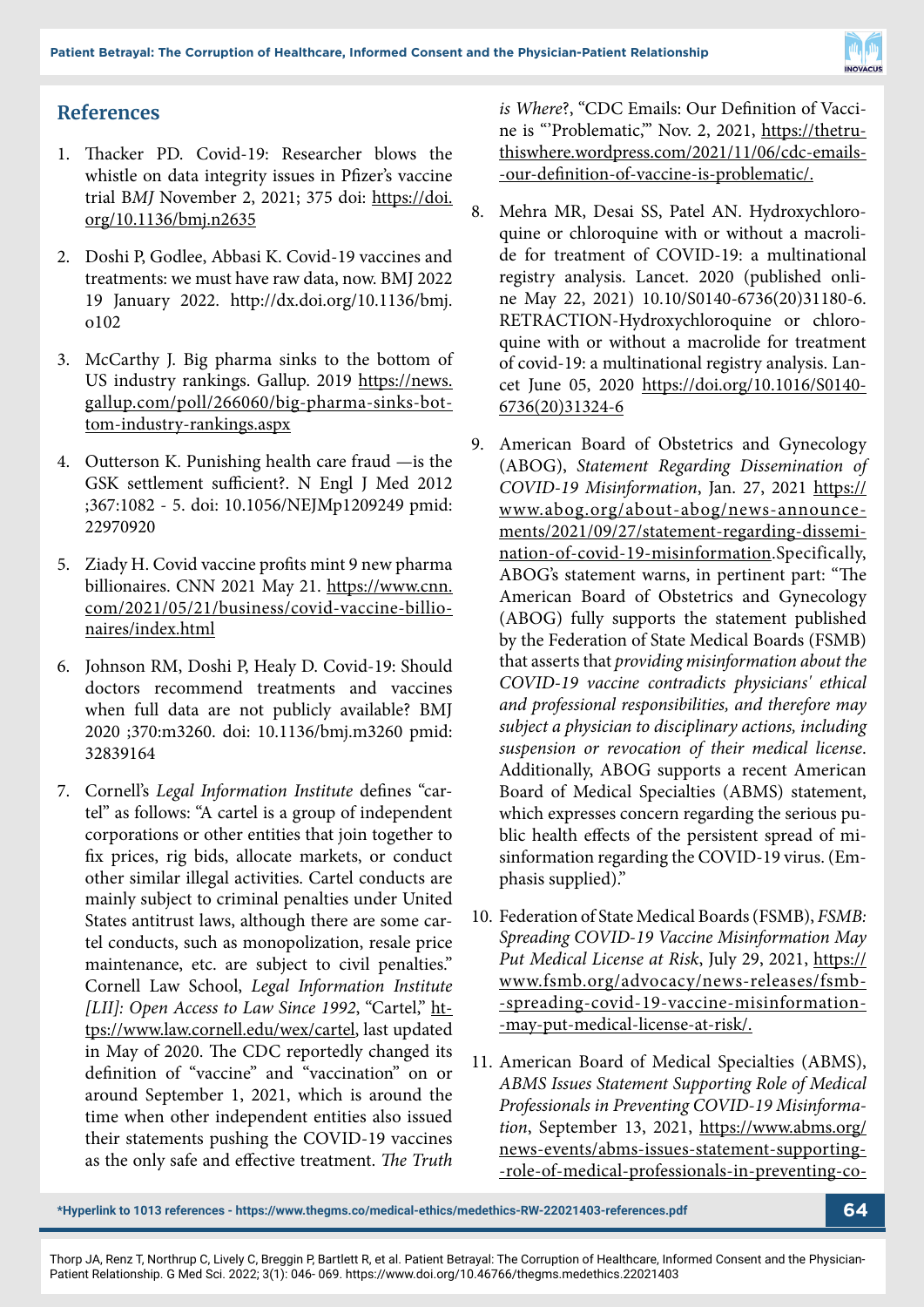## References

1. Thacker PD. Covid-19: Researcher blows the whistle on data integrity issues in Pfizer's vaccine trial B*MJ* November 2, 2021; 375 doi: https://doi.org/10.1136/bmj.n2635

2. Doshi P, Godlee, Abbasi K. Covid-19 vaccines and treatments: we must have raw data, now. BMJ 2022 19 January 2022. http://dx.doi.org/10.1136/bmj.o102

3. McCarthy J. Big pharma sinks to the bottom of US industry rankings. Gallup. 2019 https://news.gallup.com/poll/266060/big-pharma-sinks-bottom-industry-rankings.aspx

4. Outterson K. Punishing health care fraud —is the GSK settlement sufficient?. N Engl J Med 2012 ;367:1082 - 5. doi: 10.1056/NEJMp1209249 pmid: 22970920

5. Ziady H. Covid vaccine profits mint 9 new pharma billionaires. CNN 2021 May 21. https://www.cnn.com/2021/05/21/business/covid-vaccine-billionaires/index.html

6. Johnson RM, Doshi P, Healy D. Covid-19: Should doctors recommend treatments and vaccines when full data are not publicly available? BMJ 2020 ;370:m3260. doi: 10.1136/bmj.m3260 pmid: 32839164

7. Cornell's *Legal Information Institute* defines "cartel" as follows: "A cartel is a group of independent corporations or other entities that join together to fix prices, rig bids, allocate markets, or conduct other similar illegal activities. Cartel conducts are mainly subject to criminal penalties under United States antitrust laws, although there are some cartel conducts, such as monopolization, resale price maintenance, etc. are subject to civil penalties." Cornell Law School, *Legal Information Institute [LII]: Open Access to Law Since 1992*, "Cartel," https://www.law.cornell.edu/wex/cartel, last updated in May of 2020. The CDC reportedly changed its definition of "vaccine" and "vaccination" on or around September 1, 2021, which is around the time when other independent entities also issued their statements pushing the COVID-19 vaccines as the only safe and effective treatment. *The Truth is Where*?, "CDC Emails: Our Definition of Vaccine is "'Problematic,'" Nov. 2, 2021, https://thetruthiswhere.wordpress.com/2021/11/06/cdc-emails--our-definition-of-vaccine-is-problematic/.

8. Mehra MR, Desai SS, Patel AN. Hydroxychloroquine or chloroquine with or without a macrolide for treatment of COVID-19: a multinational registry analysis. Lancet. 2020 (published online May 22, 2021) 10.10/S0140-6736(20)31180-6. RETRACTION-Hydroxychloroquine or chloroquine with or without a macrolide for treatment of covid-19: a multinational registry analysis. Lancet June 05, 2020 https://doi.org/10.1016/S0140-6736(20)31324-6

9. American Board of Obstetrics and Gynecology (ABOG), *Statement Regarding Dissemination of COVID-19 Misinformation*, Jan. 27, 2021 https://www.abog.org/about-abog/news-announcements/2021/09/27/statement-regarding-dissemination-of-covid-19-misinformation.Specifically, ABOG's statement warns, in pertinent part: "The American Board of Obstetrics and Gynecology (ABOG) fully supports the statement published by the Federation of State Medical Boards (FSMB) that asserts that *providing misinformation about the COVID-19 vaccine contradicts physicians' ethical and professional responsibilities, and therefore may subject a physician to disciplinary actions, including suspension or revocation of their medical license*. Additionally, ABOG supports a recent American Board of Medical Specialties (ABMS) statement, which expresses concern regarding the serious public health effects of the persistent spread of misinformation regarding the COVID-19 virus. (Emphasis supplied)."

10. Federation of State Medical Boards (FSMB), *FSMB: Spreading COVID-19 Vaccine Misinformation May Put Medical License at Risk*, July 29, 2021, https://www.fsmb.org/advocacy/news-releases/fsmb--spreading-covid-19-vaccine-misinformation--may-put-medical-license-at-risk/.

11. American Board of Medical Specialties (ABMS), *ABMS Issues Statement Supporting Role of Medical Professionals in Preventing COVID-19 Misinformation*, September 13, 2021, https://www.abms.org/news-events/abms-issues-statement-supporting--role-of-medical-professionals-in-preventing-co-

*Hyperlink to 1013 references - https://www.thegms.co/medical-ethics/medethics-RW-22021403-references.pdf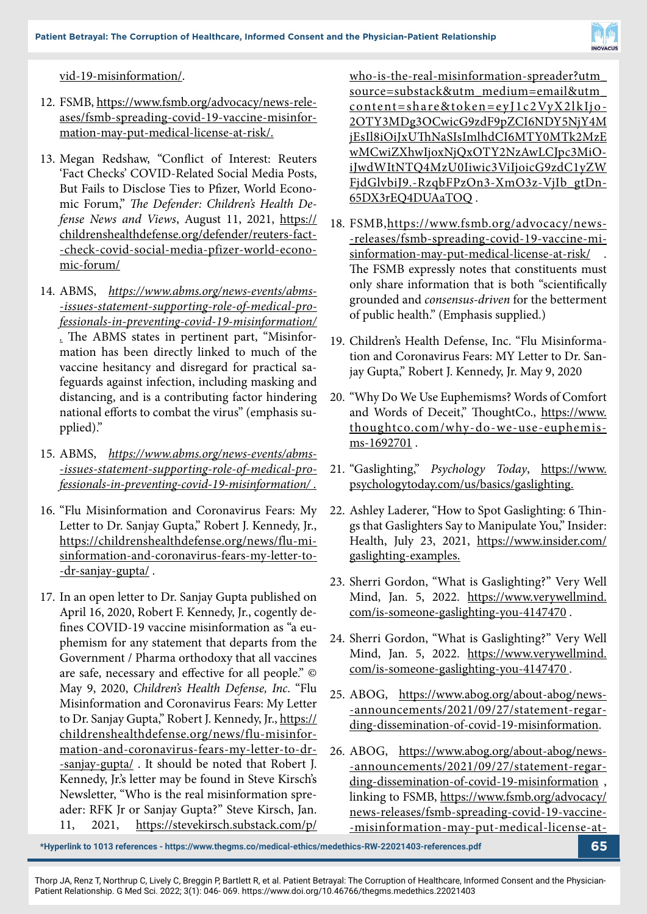vid-19-misinformation/.

12. FSMB, https://www.fsmb.org/advocacy/news-releases/fsmb-spreading-covid-19-vaccine-misinformation-may-put-medical-license-at-risk/.

13. Megan Redshaw, "Conflict of Interest: Reuters 'Fact Checks' COVID-Related Social Media Posts, But Fails to Disclose Ties to Pfizer, World Economic Forum," *The Defender: Children's Health Defense News and Views*, August 11, 2021, https://childrenshealthdefense.org/defender/reuters-fact-check-covid-social-media-pfizer-world-economic-forum/

14. ABMS, *https://www.abms.org/news-events/abms-issues-statement-supporting-role-of-medical-professionals-in-preventing-covid-19-misinformation/*. The ABMS states in pertinent part, "Misinformation has been directly linked to much of the vaccine hesitancy and disregard for practical safeguards against infection, including masking and distancing, and is a contributing factor hindering national efforts to combat the virus" (emphasis supplied)."

15. ABMS, *https://www.abms.org/news-events/abms-issues-statement-supporting-role-of-medical-professionals-in-preventing-covid-19-misinformation/*.

16. "Flu Misinformation and Coronavirus Fears: My Letter to Dr. Sanjay Gupta," Robert J. Kennedy, Jr., https://childrenshealthdefense.org/news/flu-misinformation-and-coronavirus-fears-my-letter-to-dr-sanjay-gupta/ .

17. In an open letter to Dr. Sanjay Gupta published on April 16, 2020, Robert F. Kennedy, Jr., cogently defines COVID-19 vaccine misinformation as "a euphemism for any statement that departs from the Government / Pharma orthodoxy that all vaccines are safe, necessary and effective for all people." © May 9, 2020, *Children's Health Defense, Inc*. "Flu Misinformation and Coronavirus Fears: My Letter to Dr. Sanjay Gupta," Robert J. Kennedy, Jr., https://childrenshealthdefense.org/news/flu-misinformation-and-coronavirus-fears-my-letter-to-dr-sanjay-gupta/ . It should be noted that Robert J. Kennedy, Jr.'s letter may be found in Steve Kirsch's Newsletter, "Who is the real misinformation spreader: RFK Jr or Sanjay Gupta?" Steve Kirsch, Jan. 11, 2021, https://stevekirsch.substack.com/p/who-is-the-real-misinformation-spreader?utm_source=substack&utm_medium=email&utm_content=share&token=eyJ1c2VyX2lkIjo-2OTY3MDg3OCwicG9zdF9pZCI6NDY5NjY4MjEsIl8iOiJxUThNaSIsImlhdCI6MTY0MTk2MzEwMCwiZXhwIjoxNjQxOTY2NzAwLCJpc3MiOiJwdWItNTQ4MzU0Iiwic3ViIjoicG9zdC1yZWFjdGlvbiJ9.-RzqbFPzOn3-XmO3z-VjIb_gtDn-65DX3rEQ4DUAaTOQ .

18. FSMB, https://www.fsmb.org/advocacy/news-releases/fsmb-spreading-covid-19-vaccine-misinformation-may-put-medical-license-at-risk/ . The FSMB expressly notes that constituents must only share information that is both "scientifically grounded and *consensus-driven* for the betterment of public health." (Emphasis supplied.)

19. Children's Health Defense, Inc. "Flu Misinformation and Coronavirus Fears: MY Letter to Dr. Sanjay Gupta," Robert J. Kennedy, Jr. May 9, 2020

20. "Why Do We Use Euphemisms? Words of Comfort and Words of Deceit," ThoughtCo., https://www.thoughtco.com/why-do-we-use-euphemisms-1692701 .

21. "Gaslighting," *Psychology Today*, https://www.psychologytoday.com/us/basics/gaslighting.

22. Ashley Laderer, "How to Spot Gaslighting: 6 Things that Gaslighters Say to Manipulate You," Insider: Health, July 23, 2021, https://www.insider.com/gaslighting-examples.

23. Sherri Gordon, "What is Gaslighting?" Very Well Mind, Jan. 5, 2022. https://www.verywellmind.com/is-someone-gaslighting-you-4147470 .

24. Sherri Gordon, "What is Gaslighting?" Very Well Mind, Jan. 5, 2022. https://www.verywellmind.com/is-someone-gaslighting-you-4147470 .

25. ABOG, https://www.abog.org/about-abog/news-announcements/2021/09/27/statement-regarding-dissemination-of-covid-19-misinformation.

26. ABOG, https://www.abog.org/about-abog/news-announcements/2021/09/27/statement-regarding-dissemination-of-covid-19-misinformation , linking to FSMB, https://www.fsmb.org/advocacy/news-releases/fsmb-spreading-covid-19-vaccine-misinformation-may-put-medical-license-at-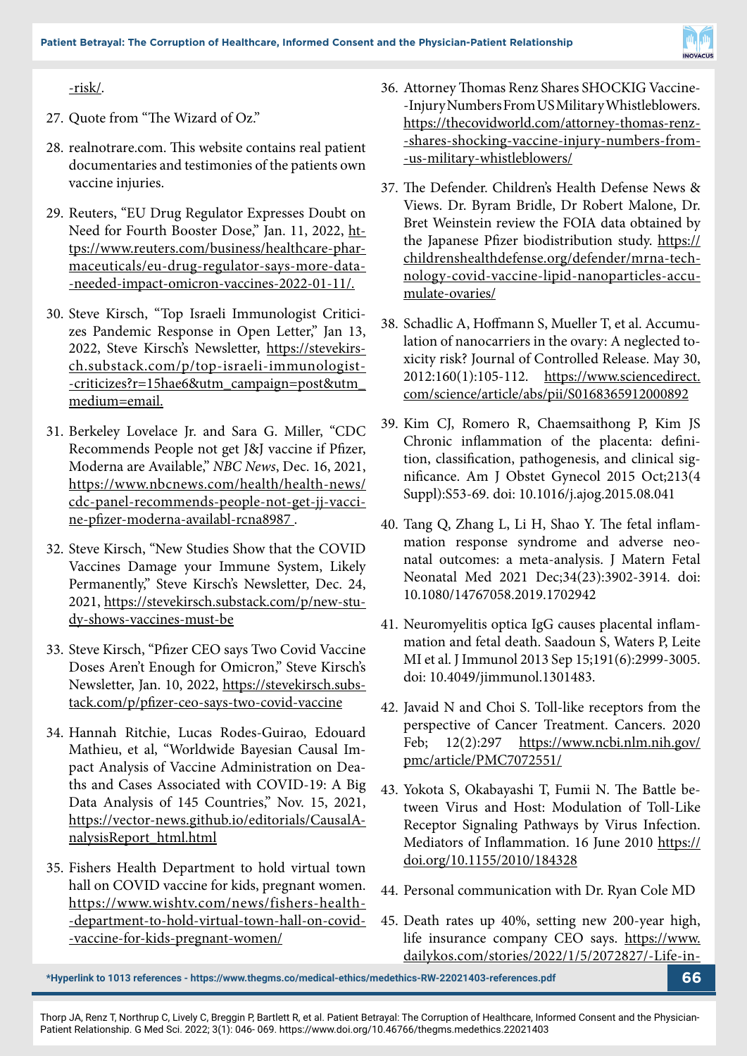-risk/.

27. Quote from "The Wizard of Oz."

28. realnotrare.com. This website contains real patient documentaries and testimonies of the patients own vaccine injuries.

29. Reuters, "EU Drug Regulator Expresses Doubt on Need for Fourth Booster Dose," Jan. 11, 2022, https://www.reuters.com/business/healthcare-pharmaceuticals/eu-drug-regulator-says-more-data-needed-impact-omicron-vaccines-2022-01-11/.

30. Steve Kirsch, "Top Israeli Immunologist Criticizes Pandemic Response in Open Letter," Jan 13, 2022, Steve Kirsch's Newsletter, https://stevekirsch.substack.com/p/top-israeli-immunologist-criticizes?r=15hae6&utm_campaign=post&utm_medium=email.

31. Berkeley Lovelace Jr. and Sara G. Miller, "CDC Recommends People not get J&J vaccine if Pfizer, Moderna are Available," *NBC News*, Dec. 16, 2021, https://www.nbcnews.com/health/health-news/cdc-panel-recommends-people-not-get-jj-vaccine-pfizer-moderna-availabl-rcna8987 .

32. Steve Kirsch, "New Studies Show that the COVID Vaccines Damage your Immune System, Likely Permanently," Steve Kirsch's Newsletter, Dec. 24, 2021, https://stevekirsch.substack.com/p/new-study-shows-vaccines-must-be

33. Steve Kirsch, "Pfizer CEO says Two Covid Vaccine Doses Aren't Enough for Omicron," Steve Kirsch's Newsletter, Jan. 10, 2022, https://stevekirsch.substack.com/p/pfizer-ceo-says-two-covid-vaccine

34. Hannah Ritchie, Lucas Rodes-Guirao, Edouard Mathieu, et al, "Worldwide Bayesian Causal Impact Analysis of Vaccine Administration on Deaths and Cases Associated with COVID-19: A Big Data Analysis of 145 Countries," Nov. 15, 2021, https://vector-news.github.io/editorials/CausalAnalysisReport_html.html

35. Fishers Health Department to hold virtual town hall on COVID vaccine for kids, pregnant women. https://www.wishtv.com/news/fishers-health-department-to-hold-virtual-town-hall-on-covid-vaccine-for-kids-pregnant-women/

36. Attorney Thomas Renz Shares SHOCKIG Vaccine-Injury Numbers From US Military Whistleblowers. https://thecovidworld.com/attorney-thomas-renz-shares-shocking-vaccine-injury-numbers-from-us-military-whistleblowers/

37. The Defender. Children's Health Defense News & Views. Dr. Byram Bridle, Dr Robert Malone, Dr. Bret Weinstein review the FOIA data obtained by the Japanese Pfizer biodistribution study. https://childrenshealthdefense.org/defender/mrna-technology-covid-vaccine-lipid-nanoparticles-accumulate-ovaries/

38. Schadlic A, Hoffmann S, Mueller T, et al. Accumulation of nanocarriers in the ovary: A neglected toxicity risk? Journal of Controlled Release. May 30, 2012:160(1):105-112. https://www.sciencedirect.com/science/article/abs/pii/S0168365912000892

39. Kim CJ, Romero R, Chaemsaithong P, Kim JS Chronic inflammation of the placenta: definition, classification, pathogenesis, and clinical significance. Am J Obstet Gynecol 2015 Oct;213(4 Suppl):S53-69. doi: 10.1016/j.ajog.2015.08.041

40. Tang Q, Zhang L, Li H, Shao Y. The fetal inflammation response syndrome and adverse neonatal outcomes: a meta-analysis. J Matern Fetal Neonatal Med 2021 Dec;34(23):3902-3914. doi: 10.1080/14767058.2019.1702942

41. Neuromyelitis optica IgG causes placental inflammation and fetal death. Saadoun S, Waters P, Leite MI et al. J Immunol 2013 Sep 15;191(6):2999-3005. doi: 10.4049/jimmunol.1301483.

42. Javaid N and Choi S. Toll-like receptors from the perspective of Cancer Treatment. Cancers. 2020 Feb; 12(2):297 https://www.ncbi.nlm.nih.gov/pmc/article/PMC7072551/

43. Yokota S, Okabayashi T, Fumii N. The Battle between Virus and Host: Modulation of Toll-Like Receptor Signaling Pathways by Virus Infection. Mediators of Inflammation. 16 June 2010 https://doi.org/10.1155/2010/184328

44. Personal communication with Dr. Ryan Cole MD

45. Death rates up 40%, setting new 200-year high, life insurance company CEO says. https://www.dailykos.com/stories/2022/1/5/2072827/-Life-in-

*Hyperlink to 1013 references - https://www.thegms.co/medical-ethics/medethics-RW-22021403-references.pdf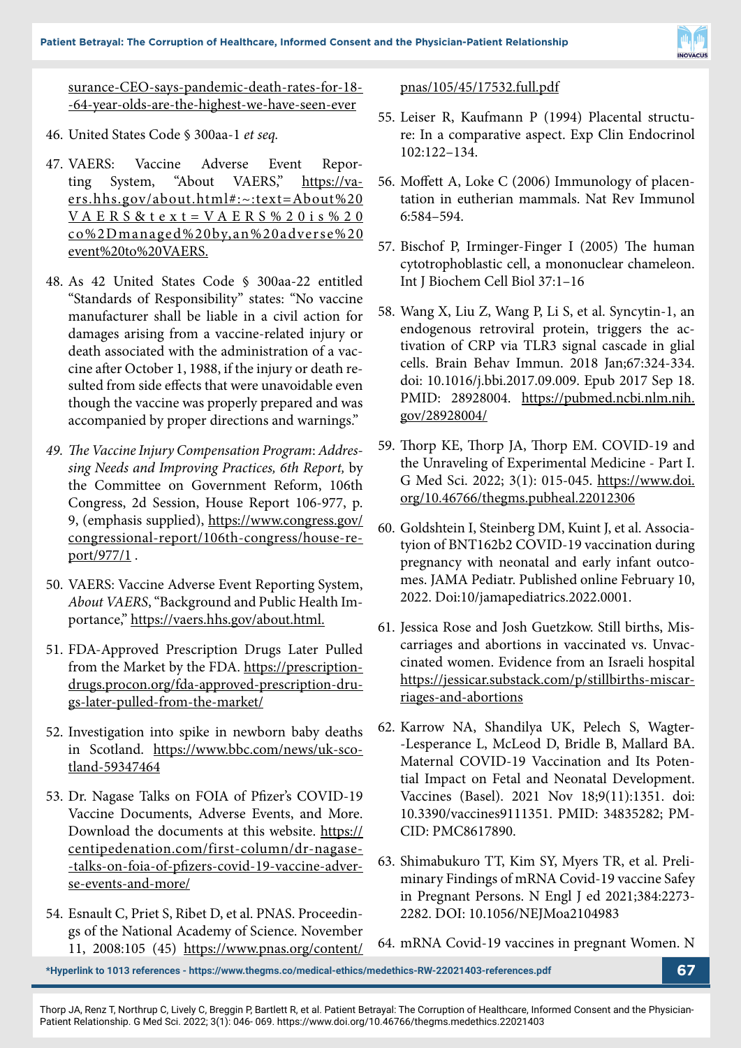surance-CEO-says-pandemic-death-rates-for-18--64-year-olds-are-the-highest-we-have-seen-ever

46. United States Code § 300aa-1 *et seq.*

47. VAERS: Vaccine Adverse Event Reporting System, "About VAERS," https://vaers.hhs.gov/about.html#:~:text=About%20VAERS&text=VAERS%20is%20co%2Dmanaged%20by,an%20adverse%20event%20to%20VAERS.

48. As 42 United States Code § 300aa-22 entitled "Standards of Responsibility" states: "No vaccine manufacturer shall be liable in a civil action for damages arising from a vaccine-related injury or death associated with the administration of a vaccine after October 1, 1988, if the injury or death resulted from side effects that were unavoidable even though the vaccine was properly prepared and was accompanied by proper directions and warnings."

49. *The Vaccine Injury Compensation Program: Addressing Needs and Improving Practices, 6th Report,* by the Committee on Government Reform, 106th Congress, 2d Session, House Report 106-977, p. 9, (emphasis supplied), https://www.congress.gov/congressional-report/106th-congress/house-report/977/1 .

50. VAERS: Vaccine Adverse Event Reporting System, *About VAERS*, "Background and Public Health Importance," https://vaers.hhs.gov/about.html.

51. FDA-Approved Prescription Drugs Later Pulled from the Market by the FDA. https://prescriptiondrugs.procon.org/fda-approved-prescription-drugs-later-pulled-from-the-market/

52. Investigation into spike in newborn baby deaths in Scotland. https://www.bbc.com/news/uk-scotland-59347464

53. Dr. Nagase Talks on FOIA of Pfizer's COVID-19 Vaccine Documents, Adverse Events, and More. Download the documents at this website. https://centipedenation.com/first-column/dr-nagase--talks-on-foia-of-pfizers-covid-19-vaccine-adverse-events-and-more/

54. Esnault C, Priet S, Ribet D, et al. PNAS. Proceedings of the National Academy of Science. November 11, 2008:105 (45) https://www.pnas.org/content/pnas/105/45/17532.full.pdf

55. Leiser R, Kaufmann P (1994) Placental structure: In a comparative aspect. Exp Clin Endocrinol 102:122–134.

56. Moffett A, Loke C (2006) Immunology of placentation in eutherian mammals. Nat Rev Immunol 6:584–594.

57. Bischof P, Irminger-Finger I (2005) The human cytotrophoblastic cell, a mononuclear chameleon. Int J Biochem Cell Biol 37:1–16

58. Wang X, Liu Z, Wang P, Li S, et al. Syncytin-1, an endogenous retroviral protein, triggers the activation of CRP via TLR3 signal cascade in glial cells. Brain Behav Immun. 2018 Jan;67:324-334. doi: 10.1016/j.bbi.2017.09.009. Epub 2017 Sep 18. PMID: 28928004. https://pubmed.ncbi.nlm.nih.gov/28928004/

59. Thorp KE, Thorp JA, Thorp EM. COVID-19 and the Unraveling of Experimental Medicine - Part I. G Med Sci. 2022; 3(1): 015-045. https://www.doi.org/10.46766/thegms.pubheal.22012306

60. Goldshtein I, Steinberg DM, Kuint J, et al. Associatyion of BNT162b2 COVID-19 vaccination during pregnancy with neonatal and early infant outcomes. JAMA Pediatr. Published online February 10, 2022. Doi:10/jamapediatrics.2022.0001.

61. Jessica Rose and Josh Guetzkow. Still births, Miscarriages and abortions in vaccinated vs. Unvaccinated women. Evidence from an Israeli hospital https://jessicar.substack.com/p/stillbirths-miscarriages-and-abortions

62. Karrow NA, Shandilya UK, Pelech S, Wagter--Lesperance L, McLeod D, Bridle B, Mallard BA. Maternal COVID-19 Vaccination and Its Potential Impact on Fetal and Neonatal Development. Vaccines (Basel). 2021 Nov 18;9(11):1351. doi: 10.3390/vaccines9111351. PMID: 34835282; PMCID: PMC8617890.

63. Shimabukuro TT, Kim SY, Myers TR, et al. Preliminary Findings of mRNA Covid-19 vaccine Safey in Pregnant Persons. N Engl J ed 2021;384:2273-2282. DOI: 10.1056/NEJMoa2104983

64. mRNA Covid-19 vaccines in pregnant Women. N

*Hyperlink to 1013 references - https://www.thegms.co/medical-ethics/medethics-RW-22021403-references.pdf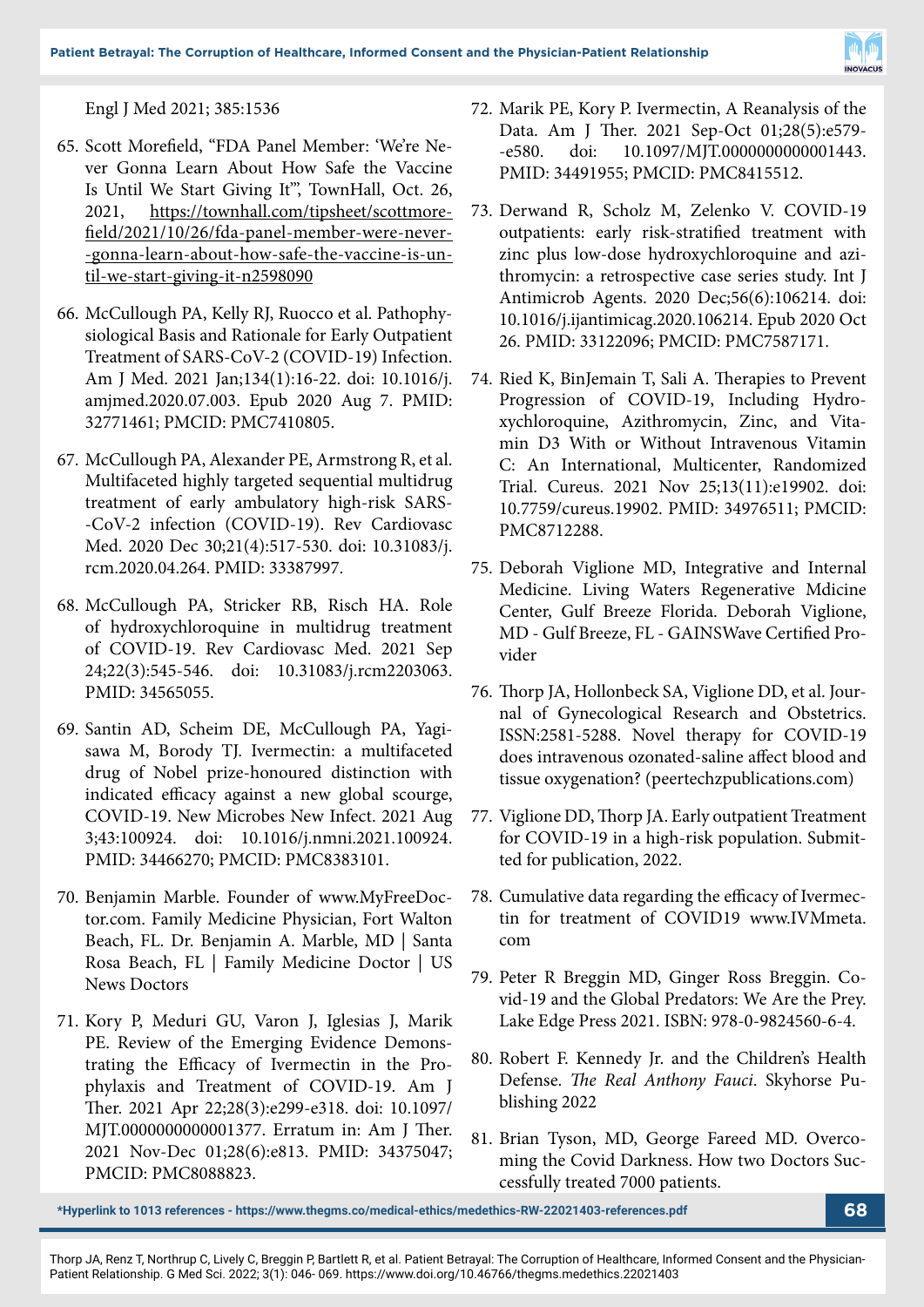Engl J Med 2021; 385:1536

65. Scott Morefield, "FDA Panel Member: 'We're Never Gonna Learn About How Safe the Vaccine Is Until We Start Giving It'", TownHall, Oct. 26, 2021, https://townhall.com/tipsheet/scottmorefield/2021/10/26/fda-panel-member-were-never-gonna-learn-about-how-safe-the-vaccine-is-until-we-start-giving-it-n2598090

66. McCullough PA, Kelly RJ, Ruocco et al. Pathophysiological Basis and Rationale for Early Outpatient Treatment of SARS-CoV-2 (COVID-19) Infection. Am J Med. 2021 Jan;134(1):16-22. doi: 10.1016/j.amjmed.2020.07.003. Epub 2020 Aug 7. PMID: 32771461; PMCID: PMC7410805.

67. McCullough PA, Alexander PE, Armstrong R, et al. Multifaceted highly targeted sequential multidrug treatment of early ambulatory high-risk SARS-CoV-2 infection (COVID-19). Rev Cardiovasc Med. 2020 Dec 30;21(4):517-530. doi: 10.31083/j.rcm.2020.04.264. PMID: 33387997.

68. McCullough PA, Stricker RB, Risch HA. Role of hydroxychloroquine in multidrug treatment of COVID-19. Rev Cardiovasc Med. 2021 Sep 24;22(3):545-546. doi: 10.31083/j.rcm2203063. PMID: 34565055.

69. Santin AD, Scheim DE, McCullough PA, Yagisawa M, Borody TJ. Ivermectin: a multifaceted drug of Nobel prize-honoured distinction with indicated efficacy against a new global scourge, COVID-19. New Microbes New Infect. 2021 Aug 3;43:100924. doi: 10.1016/j.nmni.2021.100924. PMID: 34466270; PMCID: PMC8383101.

70. Benjamin Marble. Founder of www.MyFreeDoctor.com. Family Medicine Physician, Fort Walton Beach, FL. Dr. Benjamin A. Marble, MD | Santa Rosa Beach, FL | Family Medicine Doctor | US News Doctors

71. Kory P, Meduri GU, Varon J, Iglesias J, Marik PE. Review of the Emerging Evidence Demonstrating the Efficacy of Ivermectin in the Prophylaxis and Treatment of COVID-19. Am J Ther. 2021 Apr 22;28(3):e299-e318. doi: 10.1097/MJT.0000000000001377. Erratum in: Am J Ther. 2021 Nov-Dec 01;28(6):e813. PMID: 34375047; PMCID: PMC8088823.

72. Marik PE, Kory P. Ivermectin, A Reanalysis of the Data. Am J Ther. 2021 Sep-Oct 01;28(5):e579-e580. doi: 10.1097/MJT.0000000000001443. PMID: 34491955; PMCID: PMC8415512.

73. Derwand R, Scholz M, Zelenko V. COVID-19 outpatients: early risk-stratified treatment with zinc plus low-dose hydroxychloroquine and azithromycin: a retrospective case series study. Int J Antimicrob Agents. 2020 Dec;56(6):106214. doi: 10.1016/j.ijantimicag.2020.106214. Epub 2020 Oct 26. PMID: 33122096; PMCID: PMC7587171.

74. Ried K, BinJemain T, Sali A. Therapies to Prevent Progression of COVID-19, Including Hydroxychloroquine, Azithromycin, Zinc, and Vitamin D3 With or Without Intravenous Vitamin C: An International, Multicenter, Randomized Trial. Cureus. 2021 Nov 25;13(11):e19902. doi: 10.7759/cureus.19902. PMID: 34976511; PMCID: PMC8712288.

75. Deborah Viglione MD, Integrative and Internal Medicine. Living Waters Regenerative Mdicine Center, Gulf Breeze Florida. Deborah Viglione, MD - Gulf Breeze, FL - GAINSWave Certified Provider

76. Thorp JA, Hollonbeck SA, Viglione DD, et al. Journal of Gynecological Research and Obstetrics. ISSN:2581-5288. Novel therapy for COVID-19 does intravenous ozonated-saline affect blood and tissue oxygenation? (peertechzpublications.com)

77. Viglione DD, Thorp JA. Early outpatient Treatment for COVID-19 in a high-risk population. Submitted for publication, 2022.

78. Cumulative data regarding the efficacy of Ivermectin for treatment of COVID19 www.IVMmeta.com

79. Peter R Breggin MD, Ginger Ross Breggin. Covid-19 and the Global Predators: We Are the Prey. Lake Edge Press 2021. ISBN: 978-0-9824560-6-4.

80. Robert F. Kennedy Jr. and the Children's Health Defense. *The Real Anthony Fauci*. Skyhorse Publishing 2022

81. Brian Tyson, MD, George Fareed MD. Overcoming the Covid Darkness. How two Doctors Successfully treated 7000 patients.

**\*Hyperlink to 1013 references - https://www.thegms.co/medical-ethics/medethics-RW-22021403-references.pdf**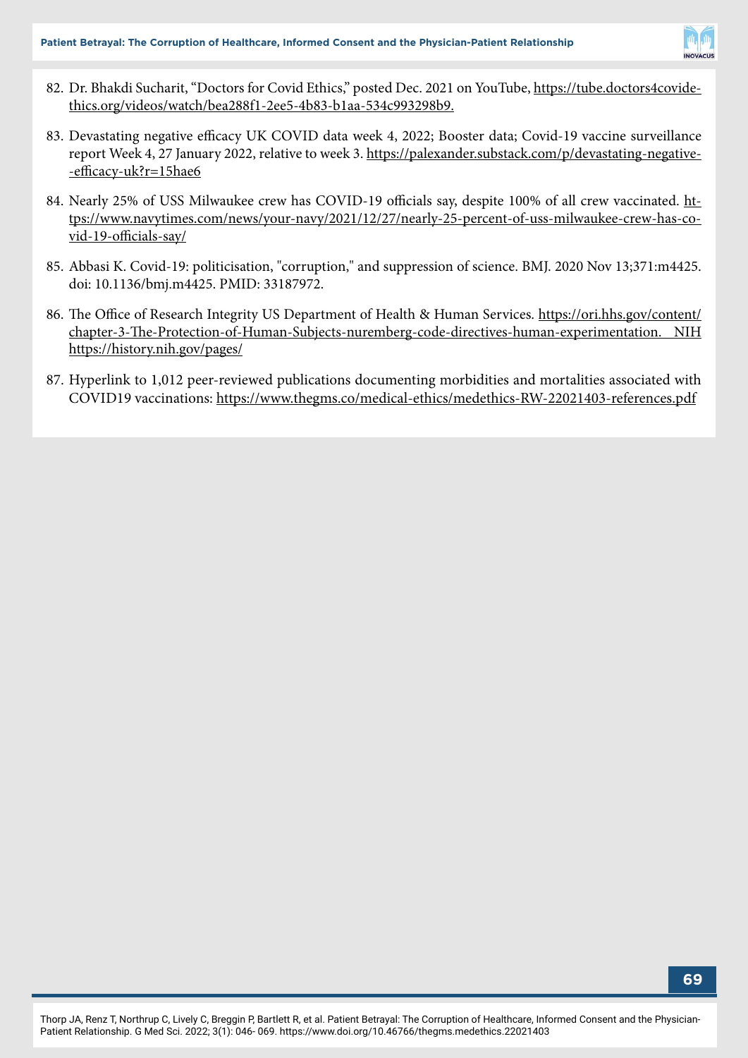82. Dr. Bhakdi Sucharit, "Doctors for Covid Ethics," posted Dec. 2021 on YouTube, https://tube.doctors4covidethics.org/videos/watch/bea288f1-2ee5-4b83-b1aa-534c993298b9.

83. Devastating negative efficacy UK COVID data week 4, 2022; Booster data; Covid-19 vaccine surveillance report Week 4, 27 January 2022, relative to week 3. https://palexander.substack.com/p/devastating-negative--efficacy-uk?r=15hae6

84. Nearly 25% of USS Milwaukee crew has COVID-19 officials say, despite 100% of all crew vaccinated. https://www.navytimes.com/news/your-navy/2021/12/27/nearly-25-percent-of-uss-milwaukee-crew-has-covid-19-officials-say/

85. Abbasi K. Covid-19: politicisation, "corruption," and suppression of science. BMJ. 2020 Nov 13;371:m4425. doi: 10.1136/bmj.m4425. PMID: 33187972.

86. The Office of Research Integrity US Department of Health & Human Services. https://ori.hhs.gov/content/chapter-3-The-Protection-of-Human-Subjects-nuremberg-code-directives-human-experimentation. NIH https://history.nih.gov/pages/

87. Hyperlink to 1,012 peer-reviewed publications documenting morbidities and mortalities associated with COVID19 vaccinations: https://www.thegms.co/medical-ethics/medethics-RW-22021403-references.pdf